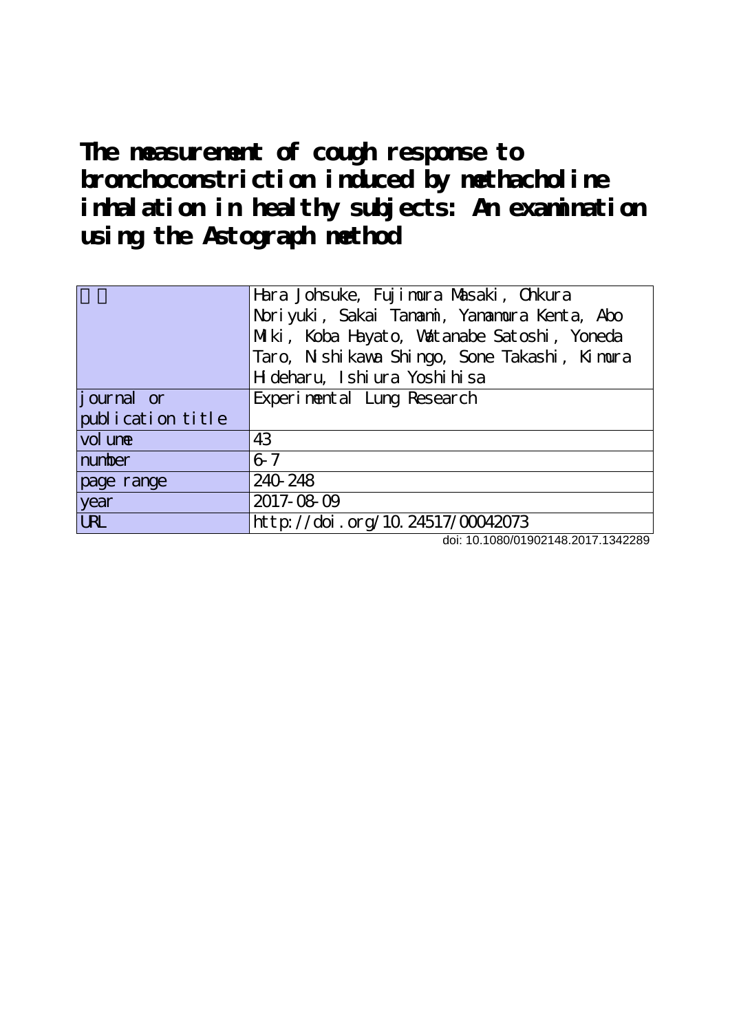# The measurement of cough response to bronchoconstriction induced by methacholine inhalation in healthy subjects: An examination using the Astograph method

| 著者 | Hara Johsuke, Fujimura Masaki, Ohkura Noriyuki, Sakai Tamami, Yamamura Kenta, Abo Miki, Koba Hayato, Watanabe Satoshi, Yoneda Taro, Nishikawa Shingo, Sone Takashi, Kimura Hideharu, Ishiura Yoshihisa |
|---|---|
| journal or publication title | Experimental Lung Research |
| volume | 43 |
| number | 6-7 |
| page range | 240-248 |
| year | 2017-08-09 |
| URL | http://doi.org/10.24517/00042073 |

doi: 10.1080/01902148.2017.1342289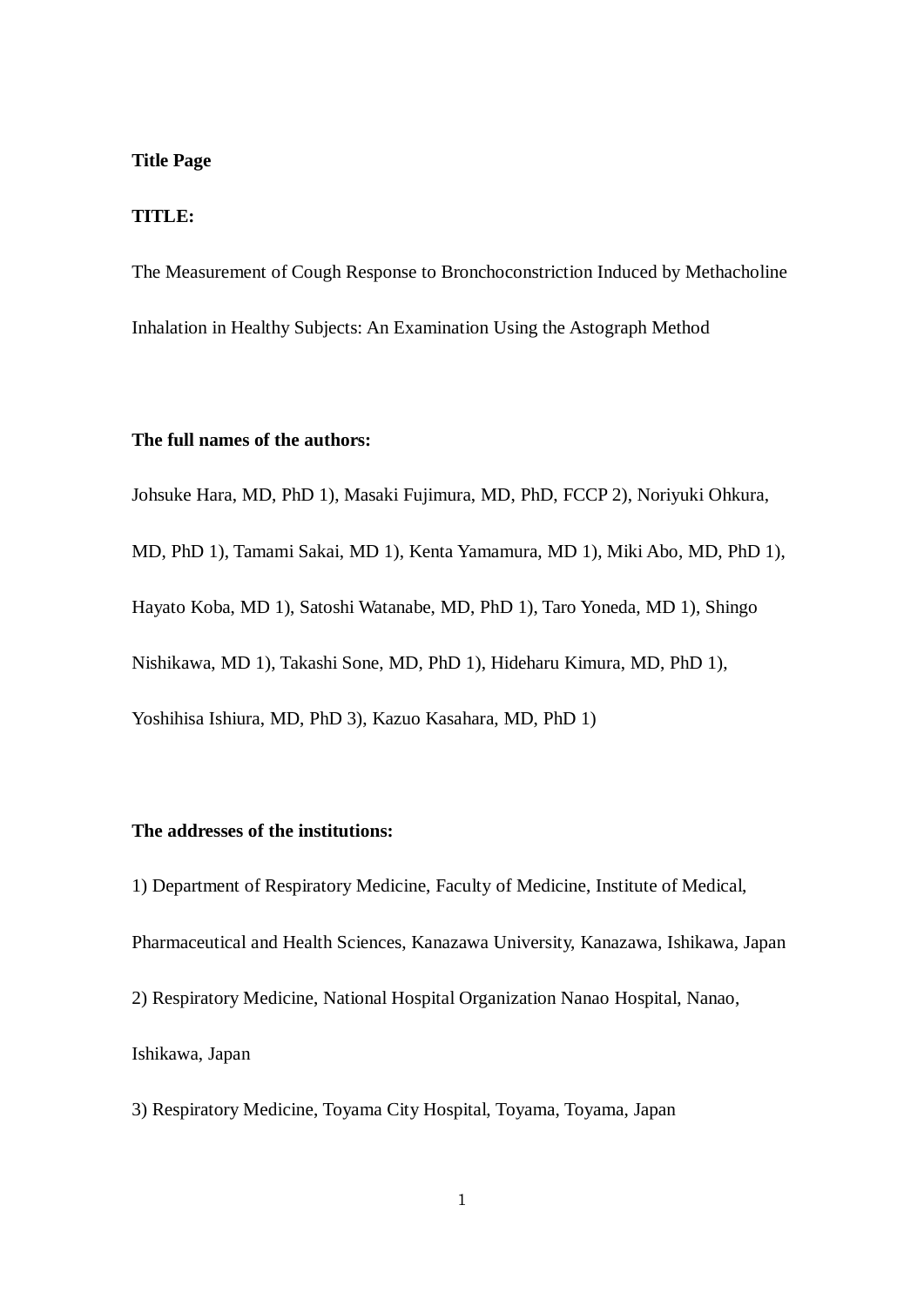**Title Page**

**TITLE:**

The Measurement of Cough Response to Bronchoconstriction Induced by Methacholine Inhalation in Healthy Subjects: An Examination Using the Astograph Method

**The full names of the authors:**

Johsuke Hara, MD, PhD 1), Masaki Fujimura, MD, PhD, FCCP 2), Noriyuki Ohkura, MD, PhD 1), Tamami Sakai, MD 1), Kenta Yamamura, MD 1), Miki Abo, MD, PhD 1), Hayato Koba, MD 1), Satoshi Watanabe, MD, PhD 1), Taro Yoneda, MD 1), Shingo Nishikawa, MD 1), Takashi Sone, MD, PhD 1), Hideharu Kimura, MD, PhD 1), Yoshihisa Ishiura, MD, PhD 3), Kazuo Kasahara, MD, PhD 1)

**The addresses of the institutions:**

1) Department of Respiratory Medicine, Faculty of Medicine, Institute of Medical, Pharmaceutical and Health Sciences, Kanazawa University, Kanazawa, Ishikawa, Japan

2) Respiratory Medicine, National Hospital Organization Nanao Hospital, Nanao, Ishikawa, Japan

3) Respiratory Medicine, Toyama City Hospital, Toyama, Toyama, Japan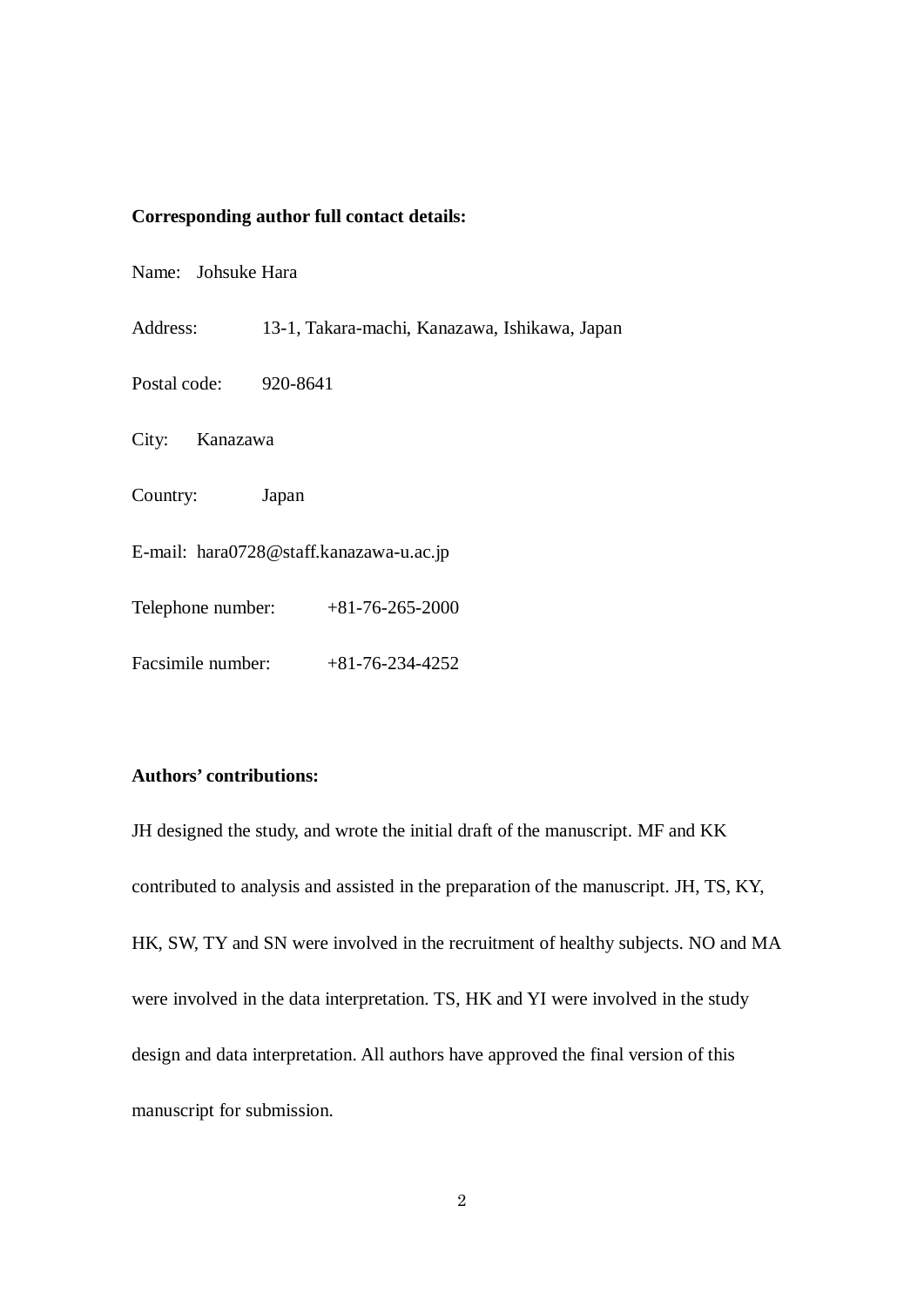**Corresponding author full contact details:**

Name: Johsuke Hara

Address: 13-1, Takara-machi, Kanazawa, Ishikawa, Japan

Postal code: 920-8641

City: Kanazawa

Country: Japan

E-mail: hara0728@staff.kanazawa-u.ac.jp

Telephone number: +81-76-265-2000

Facsimile number: +81-76-234-4252

**Authors' contributions:**

JH designed the study, and wrote the initial draft of the manuscript. MF and KK contributed to analysis and assisted in the preparation of the manuscript. JH, TS, KY, HK, SW, TY and SN were involved in the recruitment of healthy subjects. NO and MA were involved in the data interpretation. TS, HK and YI were involved in the study design and data interpretation. All authors have approved the final version of this manuscript for submission.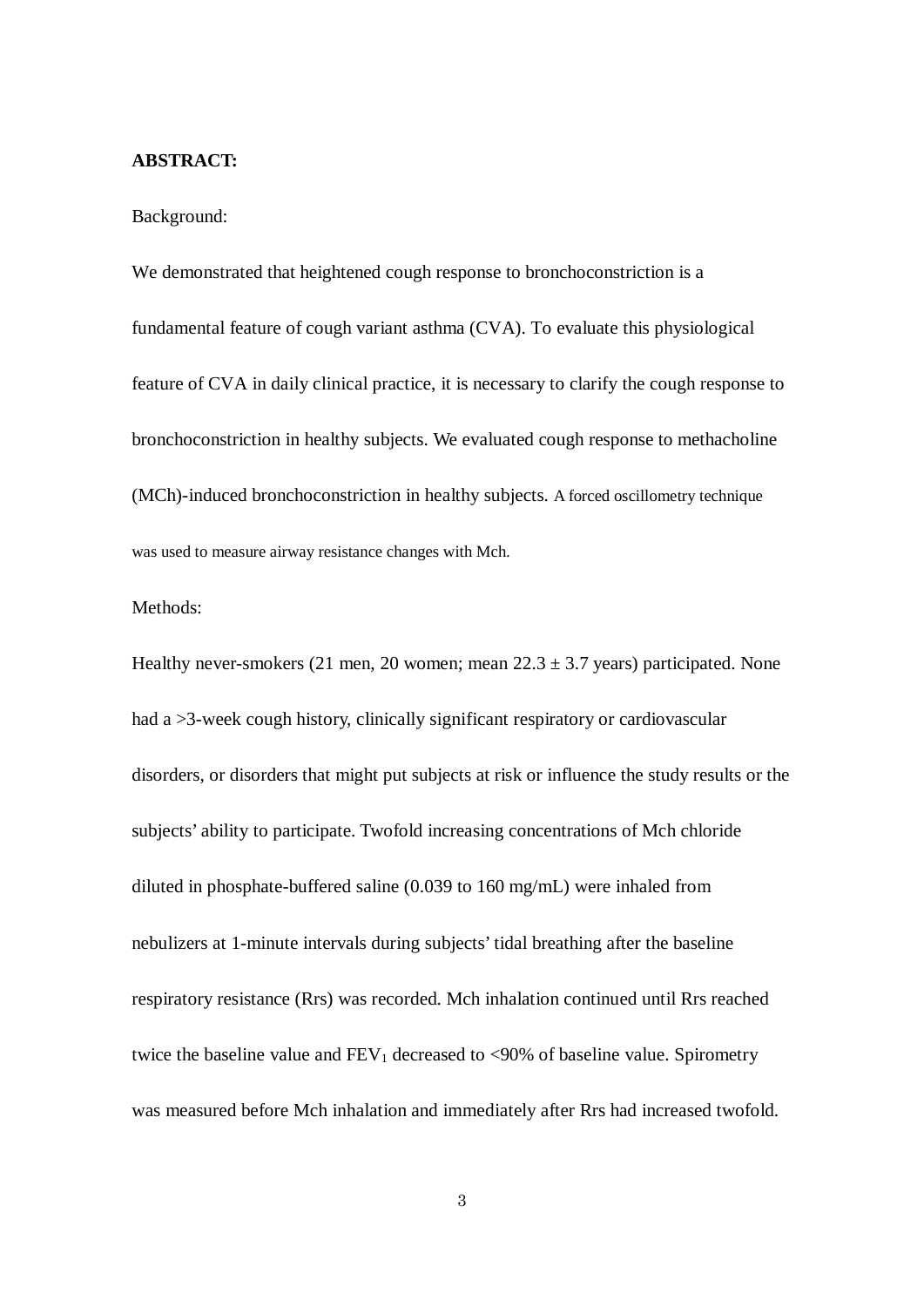**ABSTRACT:**

Background:

We demonstrated that heightened cough response to bronchoconstriction is a fundamental feature of cough variant asthma (CVA). To evaluate this physiological feature of CVA in daily clinical practice, it is necessary to clarify the cough response to bronchoconstriction in healthy subjects. We evaluated cough response to methacholine (MCh)-induced bronchoconstriction in healthy subjects. A forced oscillometry technique was used to measure airway resistance changes with Mch.

Methods:

Healthy never-smokers (21 men, 20 women; mean 22.3 ± 3.7 years) participated. None had a >3-week cough history, clinically significant respiratory or cardiovascular disorders, or disorders that might put subjects at risk or influence the study results or the subjects' ability to participate. Twofold increasing concentrations of Mch chloride diluted in phosphate-buffered saline (0.039 to 160 mg/mL) were inhaled from nebulizers at 1-minute intervals during subjects' tidal breathing after the baseline respiratory resistance (Rrs) was recorded. Mch inhalation continued until Rrs reached twice the baseline value and $FEV_1$ decreased to <90% of baseline value. Spirometry was measured before Mch inhalation and immediately after Rrs had increased twofold.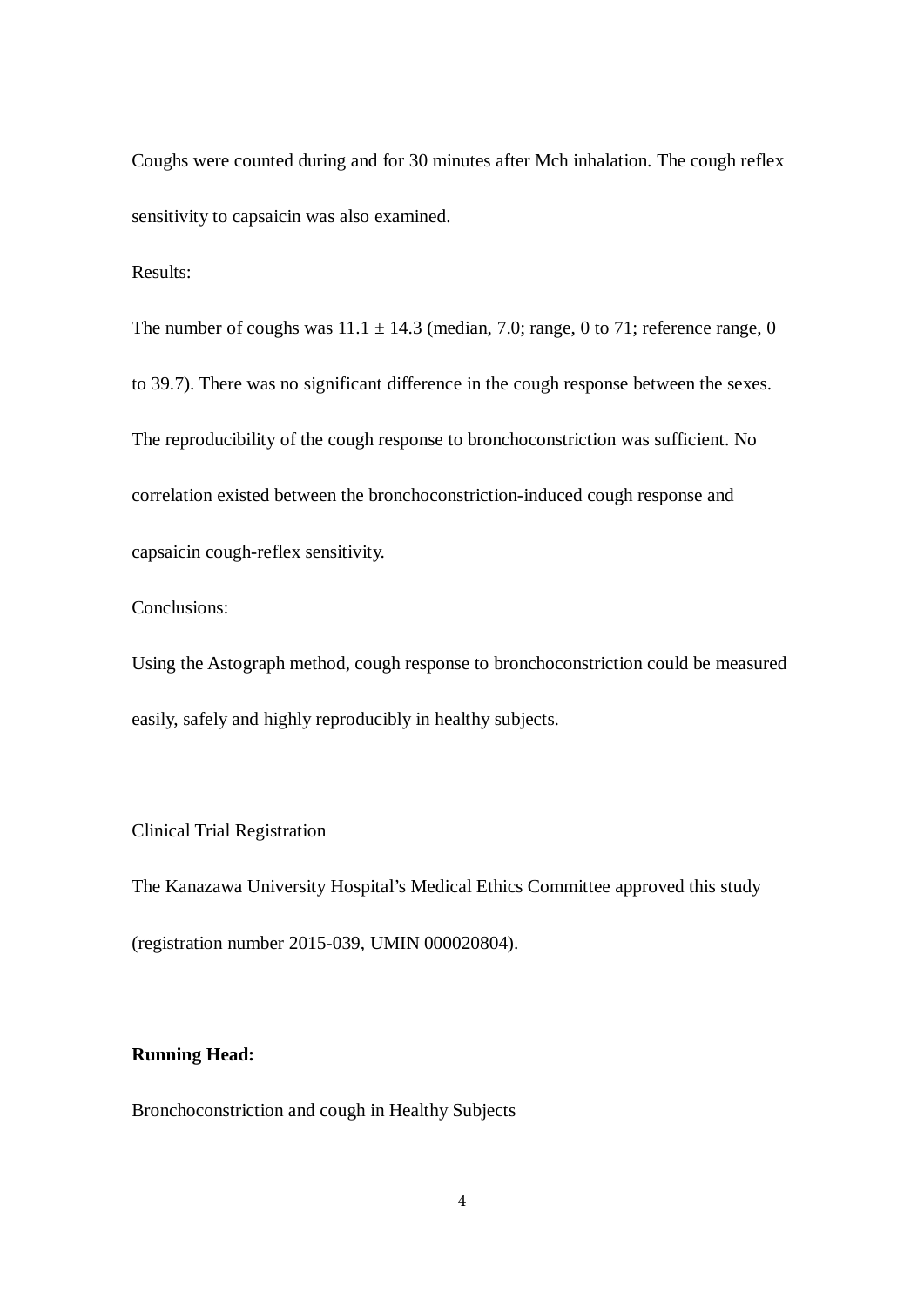Coughs were counted during and for 30 minutes after Mch inhalation. The cough reflex sensitivity to capsaicin was also examined.

Results:

The number of coughs was 11.1 ± 14.3 (median, 7.0; range, 0 to 71; reference range, 0 to 39.7). There was no significant difference in the cough response between the sexes. The reproducibility of the cough response to bronchoconstriction was sufficient. No correlation existed between the bronchoconstriction-induced cough response and capsaicin cough-reflex sensitivity.

Conclusions:

Using the Astograph method, cough response to bronchoconstriction could be measured easily, safely and highly reproducibly in healthy subjects.

Clinical Trial Registration

The Kanazawa University Hospital's Medical Ethics Committee approved this study (registration number 2015-039, UMIN 000020804).

**Running Head:**

Bronchoconstriction and cough in Healthy Subjects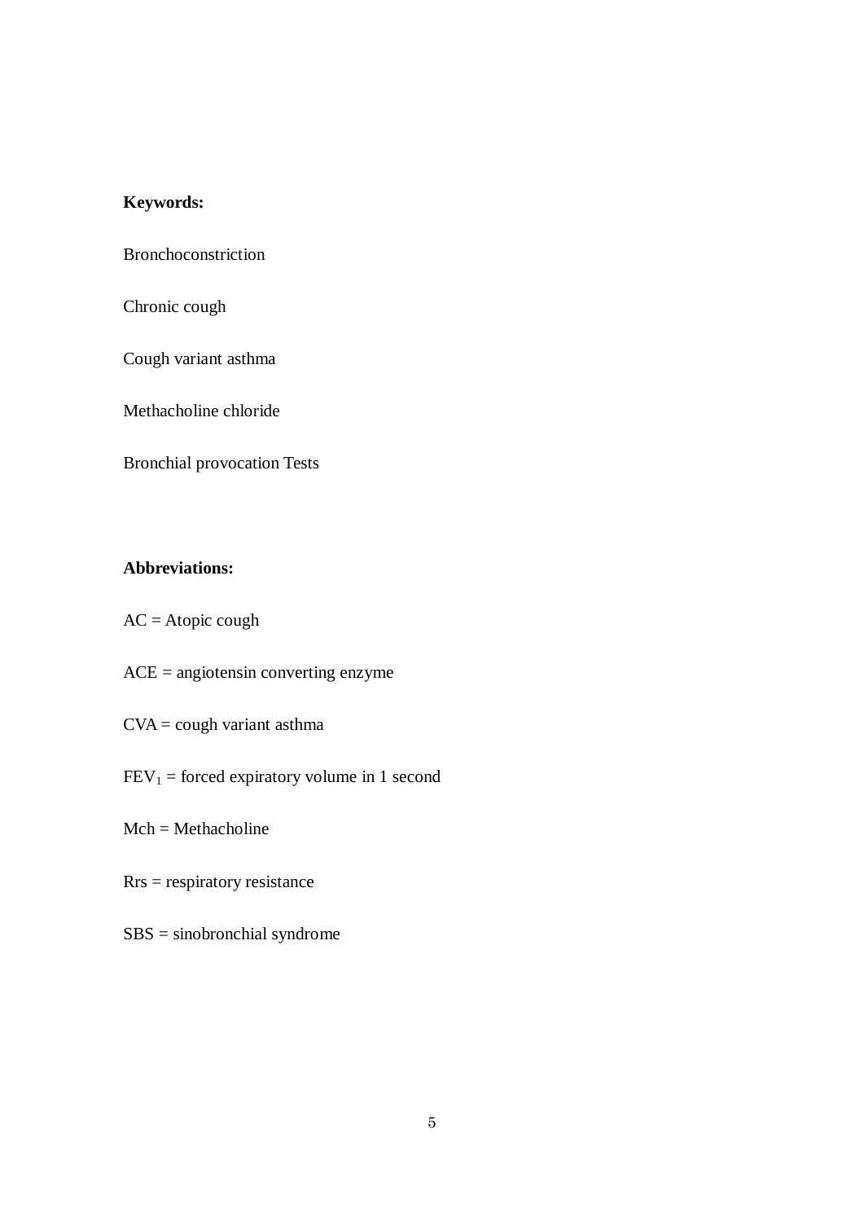**Keywords:**

Bronchoconstriction

Chronic cough

Cough variant asthma

Methacholine chloride

Bronchial provocation Tests

**Abbreviations:**

AC = Atopic cough

ACE = angiotensin converting enzyme

CVA = cough variant asthma

$FEV_1$ = forced expiratory volume in 1 second

Mch = Methacholine

Rrs = respiratory resistance

SBS = sinobronchial syndrome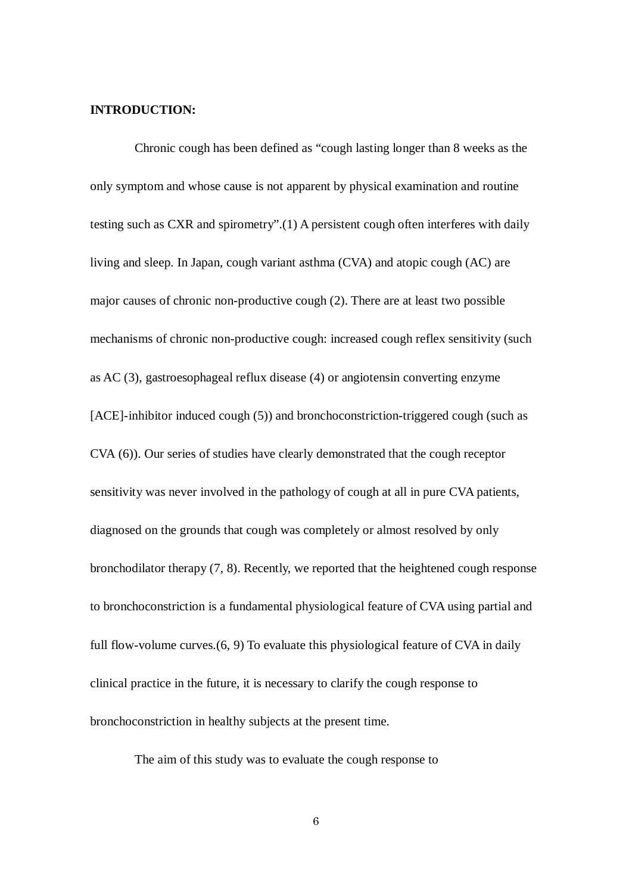**INTRODUCTION:**

Chronic cough has been defined as "cough lasting longer than 8 weeks as the only symptom and whose cause is not apparent by physical examination and routine testing such as CXR and spirometry".(1) A persistent cough often interferes with daily living and sleep. In Japan, cough variant asthma (CVA) and atopic cough (AC) are major causes of chronic non-productive cough (2). There are at least two possible mechanisms of chronic non-productive cough: increased cough reflex sensitivity (such as AC (3), gastroesophageal reflux disease (4) or angiotensin converting enzyme [ACE]-inhibitor induced cough (5)) and bronchoconstriction-triggered cough (such as CVA (6)). Our series of studies have clearly demonstrated that the cough receptor sensitivity was never involved in the pathology of cough at all in pure CVA patients, diagnosed on the grounds that cough was completely or almost resolved by only bronchodilator therapy (7, 8). Recently, we reported that the heightened cough response to bronchoconstriction is a fundamental physiological feature of CVA using partial and full flow-volume curves.(6, 9) To evaluate this physiological feature of CVA in daily clinical practice in the future, it is necessary to clarify the cough response to bronchoconstriction in healthy subjects at the present time.

The aim of this study was to evaluate the cough response to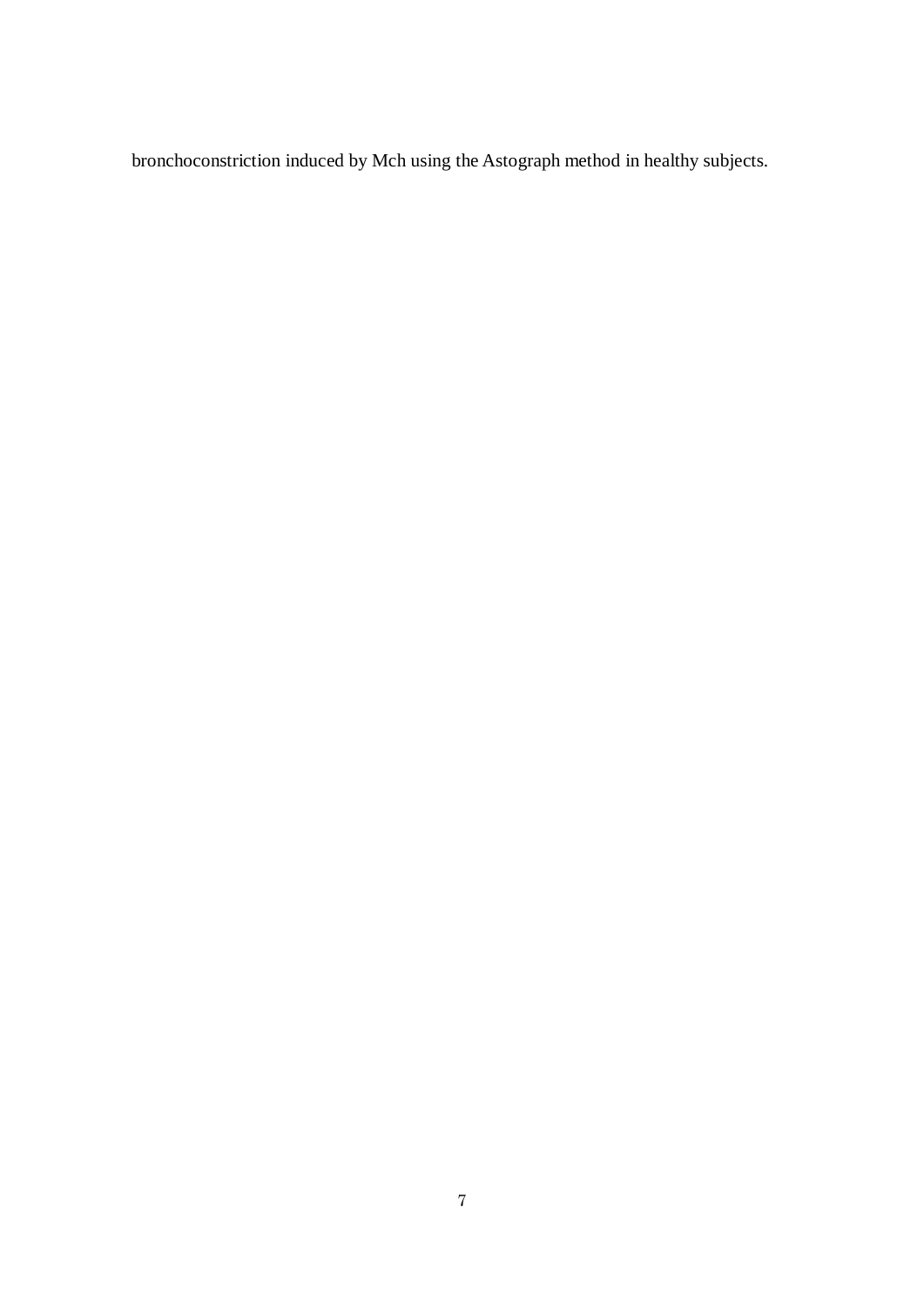bronchoconstriction induced by Mch using the Astograph method in healthy subjects.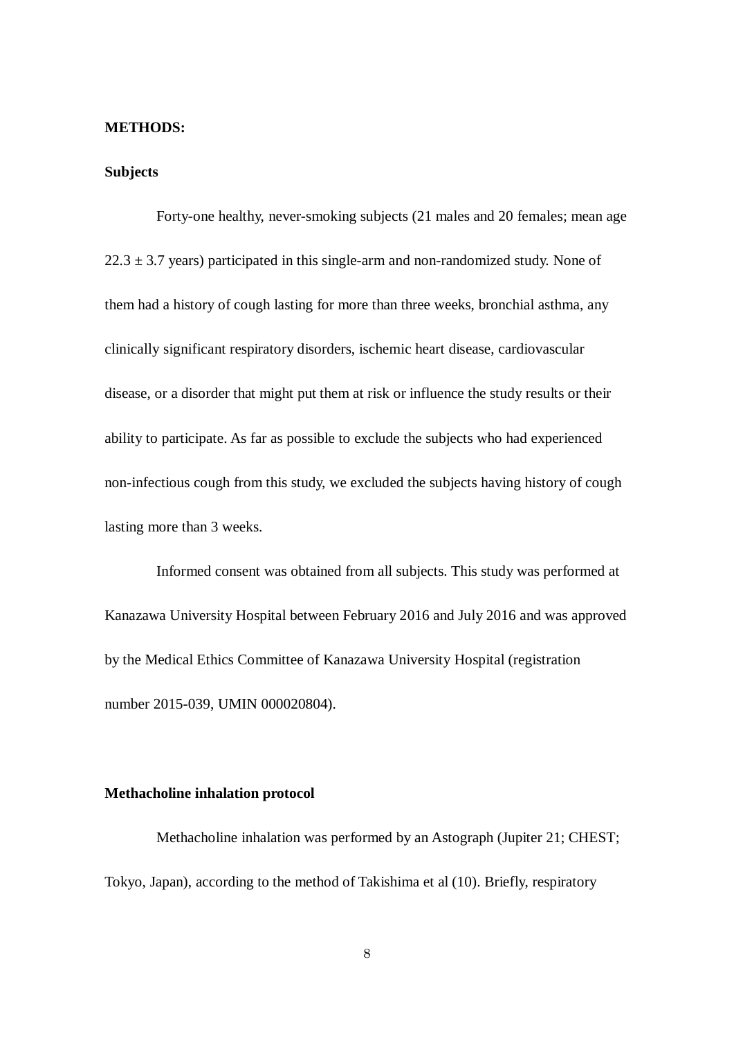## METHODS:

### Subjects

Forty-one healthy, never-smoking subjects (21 males and 20 females; mean age 22.3 ± 3.7 years) participated in this single-arm and non-randomized study. None of them had a history of cough lasting for more than three weeks, bronchial asthma, any clinically significant respiratory disorders, ischemic heart disease, cardiovascular disease, or a disorder that might put them at risk or influence the study results or their ability to participate. As far as possible to exclude the subjects who had experienced non-infectious cough from this study, we excluded the subjects having history of cough lasting more than 3 weeks.

Informed consent was obtained from all subjects. This study was performed at Kanazawa University Hospital between February 2016 and July 2016 and was approved by the Medical Ethics Committee of Kanazawa University Hospital (registration number 2015-039, UMIN 000020804).

### Methacholine inhalation protocol

Methacholine inhalation was performed by an Astograph (Jupiter 21; CHEST; Tokyo, Japan), according to the method of Takishima et al (10). Briefly, respiratory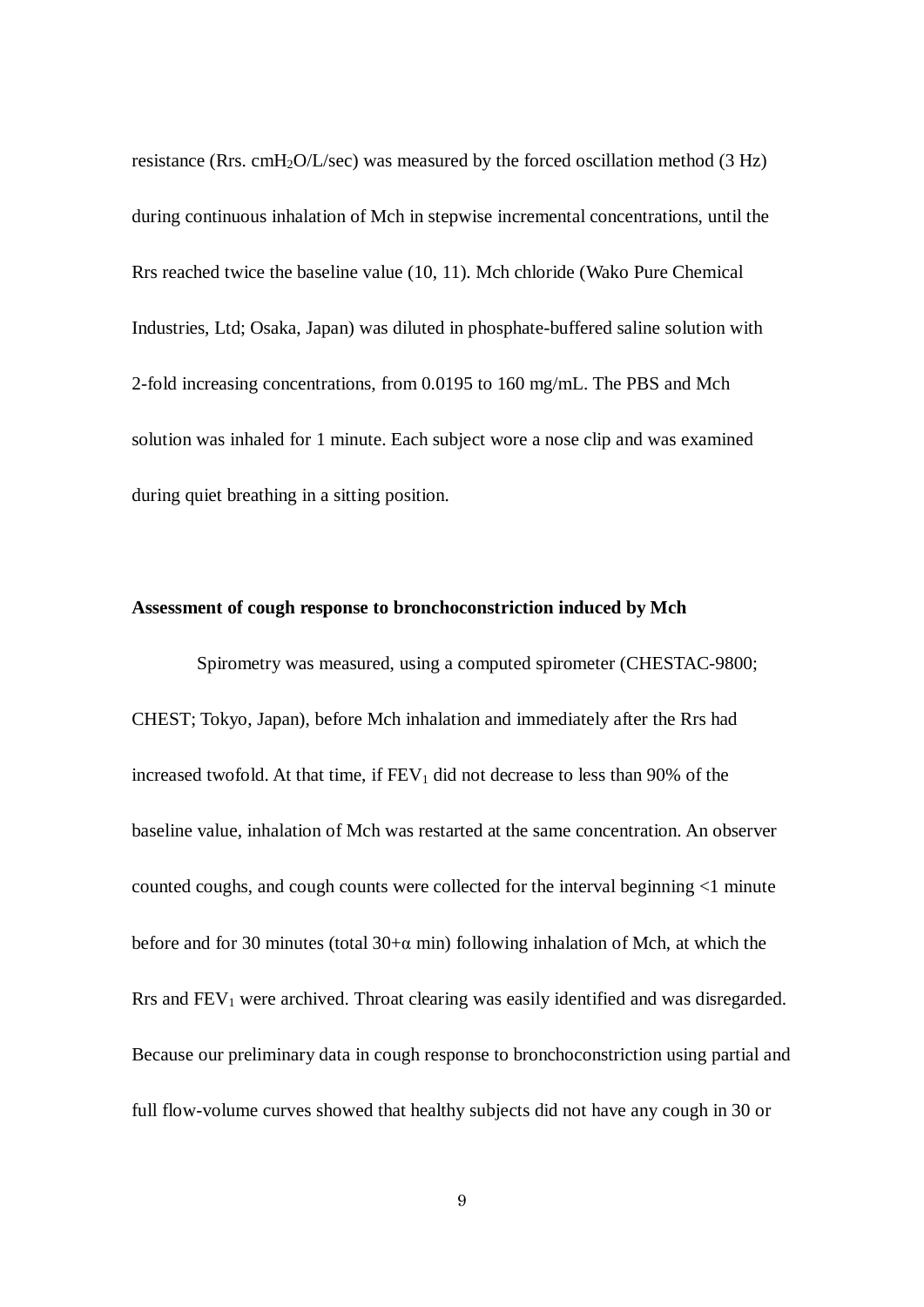resistance (Rrs. $cmH_2O/L/sec$) was measured by the forced oscillation method (3 Hz) during continuous inhalation of Mch in stepwise incremental concentrations, until the Rrs reached twice the baseline value (10, 11). Mch chloride (Wako Pure Chemical Industries, Ltd; Osaka, Japan) was diluted in phosphate-buffered saline solution with 2-fold increasing concentrations, from 0.0195 to 160 mg/mL. The PBS and Mch solution was inhaled for 1 minute. Each subject wore a nose clip and was examined during quiet breathing in a sitting position.

**Assessment of cough response to bronchoconstriction induced by Mch**

Spirometry was measured, using a computed spirometer (CHESTAC-9800; CHEST; Tokyo, Japan), before Mch inhalation and immediately after the Rrs had increased twofold. At that time, if $FEV_1$ did not decrease to less than 90% of the baseline value, inhalation of Mch was restarted at the same concentration. An observer counted coughs, and cough counts were collected for the interval beginning <1 minute before and for 30 minutes (total $30+\alpha$ min) following inhalation of Mch, at which the Rrs and $FEV_1$ were archived. Throat clearing was easily identified and was disregarded. Because our preliminary data in cough response to bronchoconstriction using partial and full flow-volume curves showed that healthy subjects did not have any cough in 30 or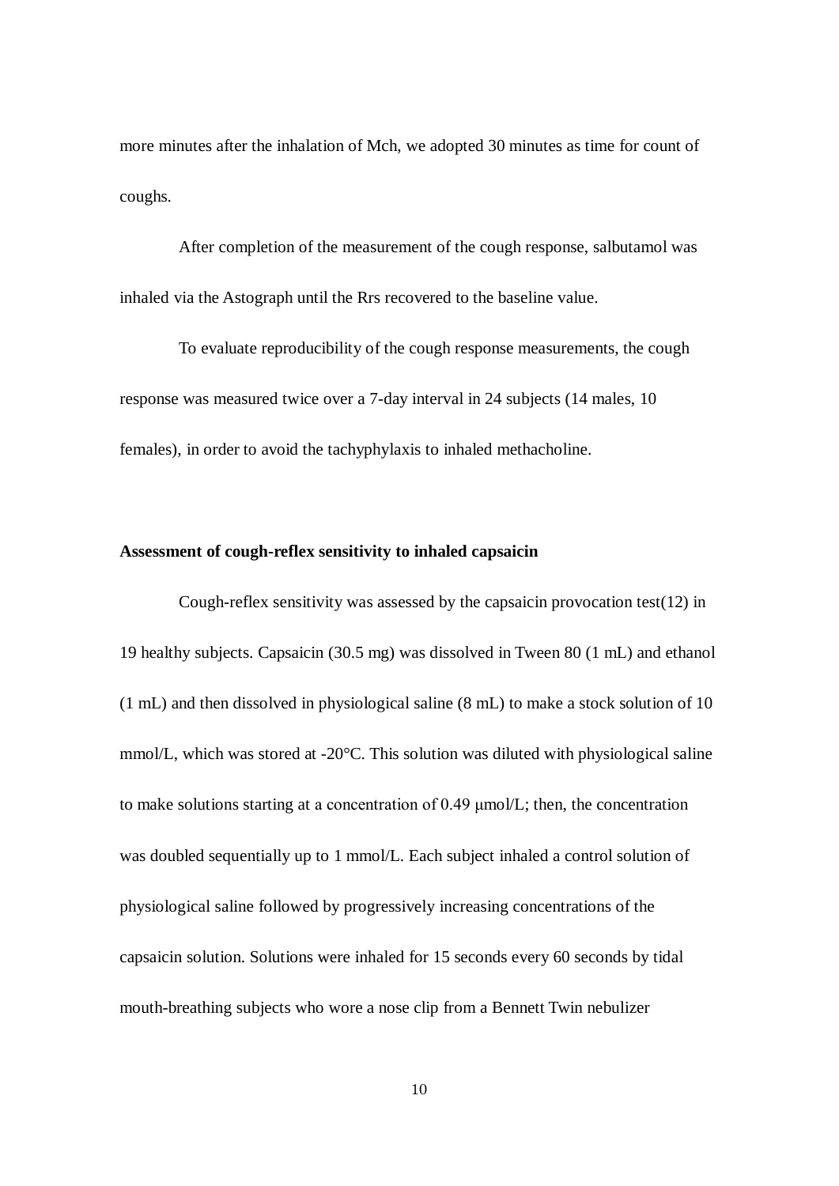more minutes after the inhalation of Mch, we adopted 30 minutes as time for count of coughs.

After completion of the measurement of the cough response, salbutamol was inhaled via the Astograph until the Rrs recovered to the baseline value.

To evaluate reproducibility of the cough response measurements, the cough response was measured twice over a 7-day interval in 24 subjects (14 males, 10 females), in order to avoid the tachyphylaxis to inhaled methacholine.

**Assessment of cough-reflex sensitivity to inhaled capsaicin**

Cough-reflex sensitivity was assessed by the capsaicin provocation test(12) in 19 healthy subjects. Capsaicin (30.5 mg) was dissolved in Tween 80 (1 mL) and ethanol (1 mL) and then dissolved in physiological saline (8 mL) to make a stock solution of 10 mmol/L, which was stored at -20°C. This solution was diluted with physiological saline to make solutions starting at a concentration of 0.49 μmol/L; then, the concentration was doubled sequentially up to 1 mmol/L. Each subject inhaled a control solution of physiological saline followed by progressively increasing concentrations of the capsaicin solution. Solutions were inhaled for 15 seconds every 60 seconds by tidal mouth-breathing subjects who wore a nose clip from a Bennett Twin nebulizer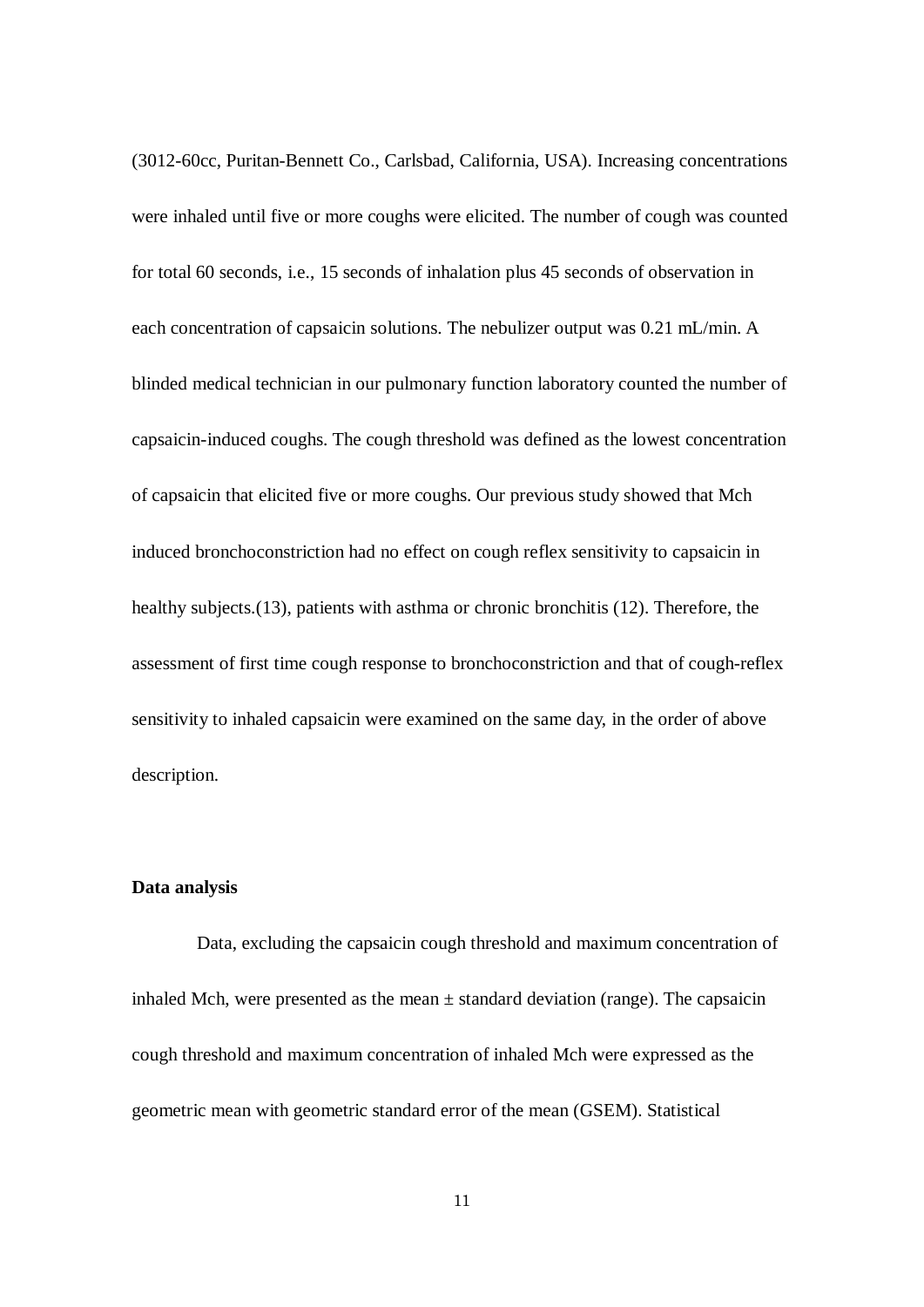(3012-60cc, Puritan-Bennett Co., Carlsbad, California, USA). Increasing concentrations were inhaled until five or more coughs were elicited. The number of cough was counted for total 60 seconds, i.e., 15 seconds of inhalation plus 45 seconds of observation in each concentration of capsaicin solutions. The nebulizer output was 0.21 mL/min. A blinded medical technician in our pulmonary function laboratory counted the number of capsaicin-induced coughs. The cough threshold was defined as the lowest concentration of capsaicin that elicited five or more coughs. Our previous study showed that Mch induced bronchoconstriction had no effect on cough reflex sensitivity to capsaicin in healthy subjects.(13), patients with asthma or chronic bronchitis (12). Therefore, the assessment of first time cough response to bronchoconstriction and that of cough-reflex sensitivity to inhaled capsaicin were examined on the same day, in the order of above description.

**Data analysis**

Data, excluding the capsaicin cough threshold and maximum concentration of inhaled Mch, were presented as the mean ± standard deviation (range). The capsaicin cough threshold and maximum concentration of inhaled Mch were expressed as the geometric mean with geometric standard error of the mean (GSEM). Statistical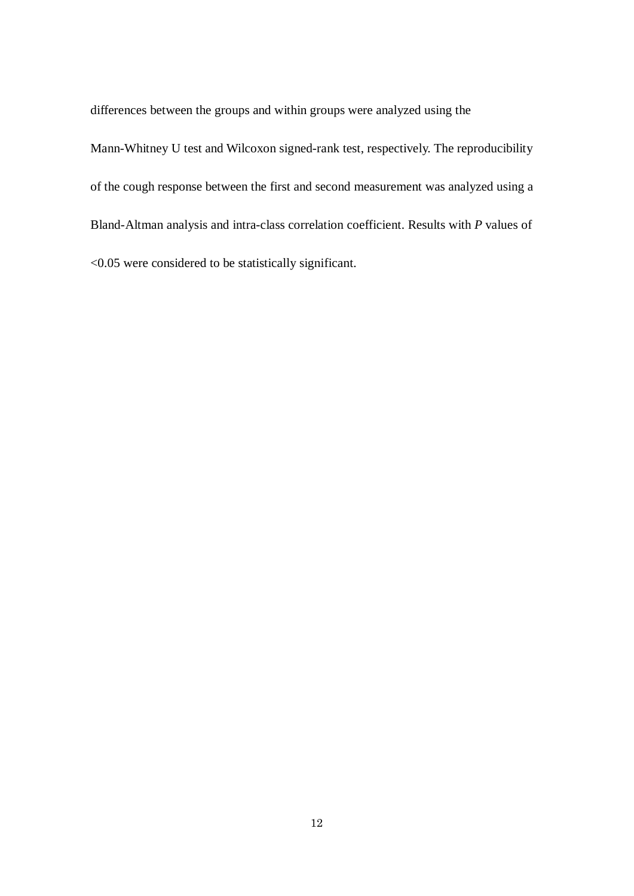differences between the groups and within groups were analyzed using the Mann-Whitney U test and Wilcoxon signed-rank test, respectively. The reproducibility of the cough response between the first and second measurement was analyzed using a Bland-Altman analysis and intra-class correlation coefficient. Results with *P* values of <0.05 were considered to be statistically significant.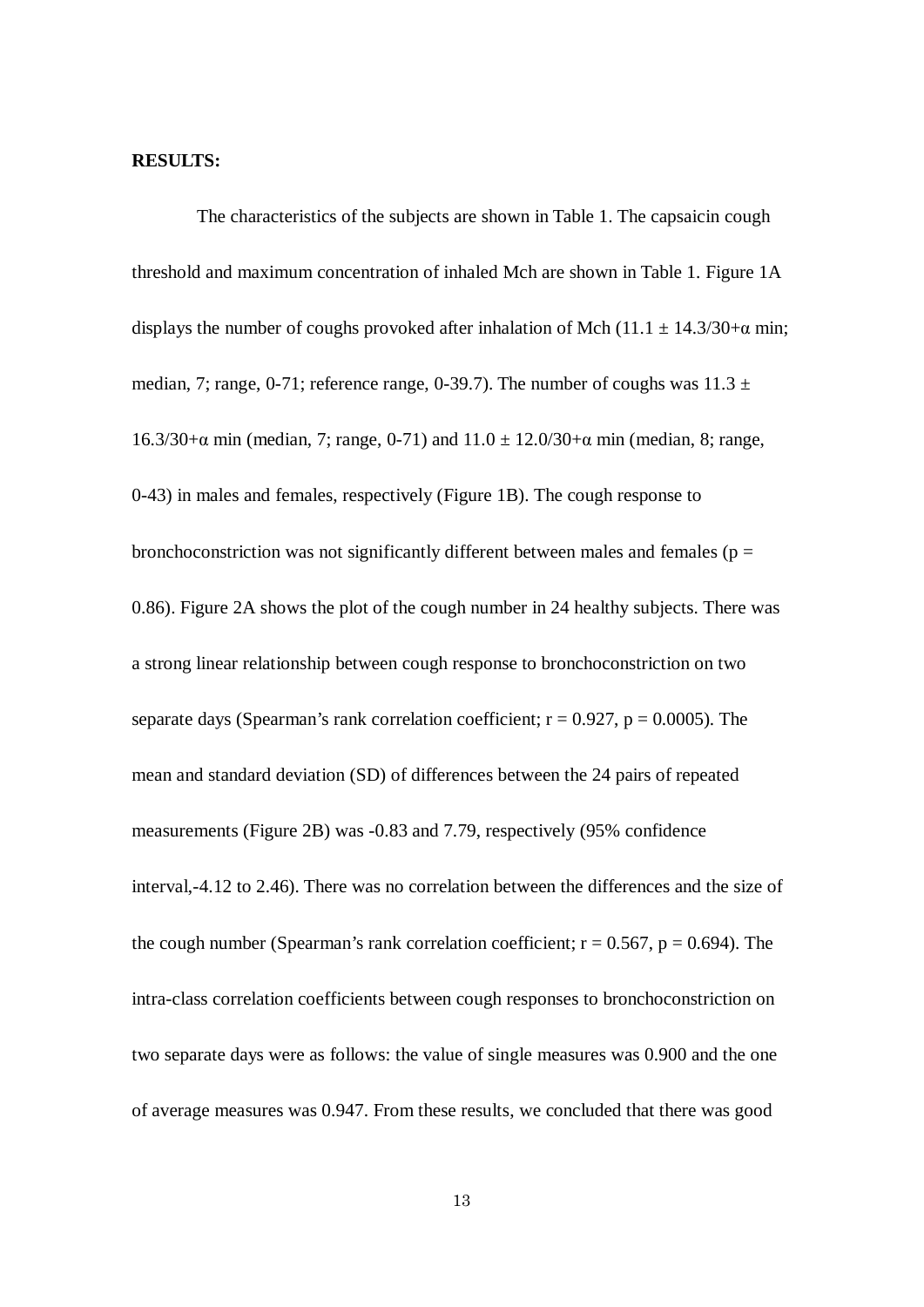**RESULTS:**

The characteristics of the subjects are shown in Table 1. The capsaicin cough threshold and maximum concentration of inhaled Mch are shown in Table 1. Figure 1A displays the number of coughs provoked after inhalation of Mch ($11.1 \pm 14.3/30+\alpha$ min; median, 7; range, 0-71; reference range, 0-39.7). The number of coughs was $11.3 \pm 16.3/30+\alpha$ min (median, 7; range, 0-71) and $11.0 \pm 12.0/30+\alpha$ min (median, 8; range, 0-43) in males and females, respectively (Figure 1B). The cough response to bronchoconstriction was not significantly different between males and females ($p = 0.86$). Figure 2A shows the plot of the cough number in 24 healthy subjects. There was a strong linear relationship between cough response to bronchoconstriction on two separate days (Spearman's rank correlation coefficient; $r = 0.927$, $p = 0.0005$). The mean and standard deviation (SD) of differences between the 24 pairs of repeated measurements (Figure 2B) was -0.83 and 7.79, respectively (95% confidence interval,-4.12 to 2.46). There was no correlation between the differences and the size of the cough number (Spearman's rank correlation coefficient; $r = 0.567$, $p = 0.694$). The intra-class correlation coefficients between cough responses to bronchoconstriction on two separate days were as follows: the value of single measures was 0.900 and the one of average measures was 0.947. From these results, we concluded that there was good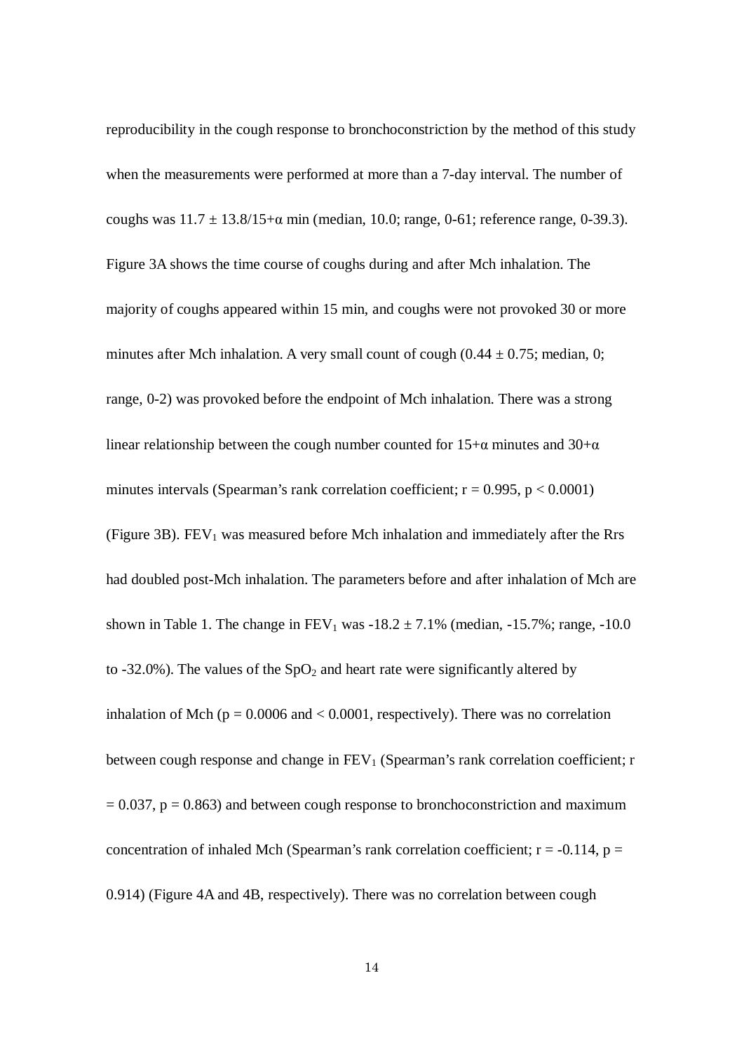reproducibility in the cough response to bronchoconstriction by the method of this study when the measurements were performed at more than a 7-day interval. The number of coughs was $11.7 \pm 13.8/15+\alpha$ min (median, 10.0; range, 0-61; reference range, 0-39.3). Figure 3A shows the time course of coughs during and after Mch inhalation. The majority of coughs appeared within 15 min, and coughs were not provoked 30 or more minutes after Mch inhalation. A very small count of cough ($0.44 \pm 0.75$; median, 0; range, 0-2) was provoked before the endpoint of Mch inhalation. There was a strong linear relationship between the cough number counted for $15+\alpha$ minutes and $30+\alpha$ minutes intervals (Spearman's rank correlation coefficient; $r = 0.995$, $p < 0.0001$) (Figure 3B). $FEV_1$ was measured before Mch inhalation and immediately after the Rrs had doubled post-Mch inhalation. The parameters before and after inhalation of Mch are shown in Table 1. The change in $FEV_1$ was $-18.2 \pm 7.1\%$ (median, -15.7%; range, -10.0 to -32.0%). The values of the $SpO_2$ and heart rate were significantly altered by inhalation of Mch ($p = 0.0006$ and $< 0.0001$, respectively). There was no correlation between cough response and change in $FEV_1$ (Spearman's rank correlation coefficient; $r = 0.037$, $p = 0.863$) and between cough response to bronchoconstriction and maximum concentration of inhaled Mch (Spearman's rank correlation coefficient; $r = -0.114$, $p = 0.914$) (Figure 4A and 4B, respectively). There was no correlation between cough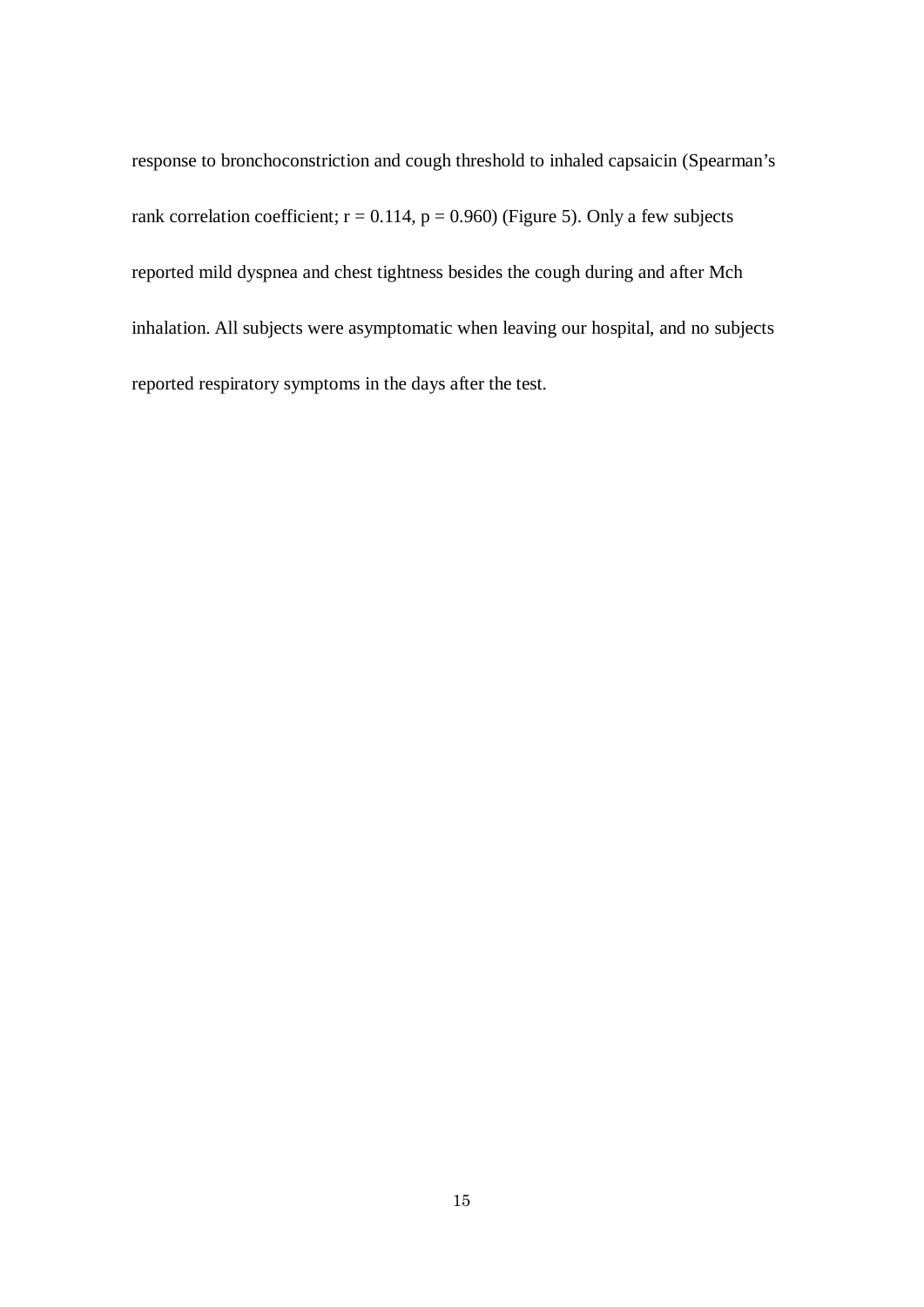response to bronchoconstriction and cough threshold to inhaled capsaicin (Spearman's rank correlation coefficient; $r = 0.114$, $p = 0.960$) (Figure 5). Only a few subjects reported mild dyspnea and chest tightness besides the cough during and after Mch inhalation. All subjects were asymptomatic when leaving our hospital, and no subjects reported respiratory symptoms in the days after the test.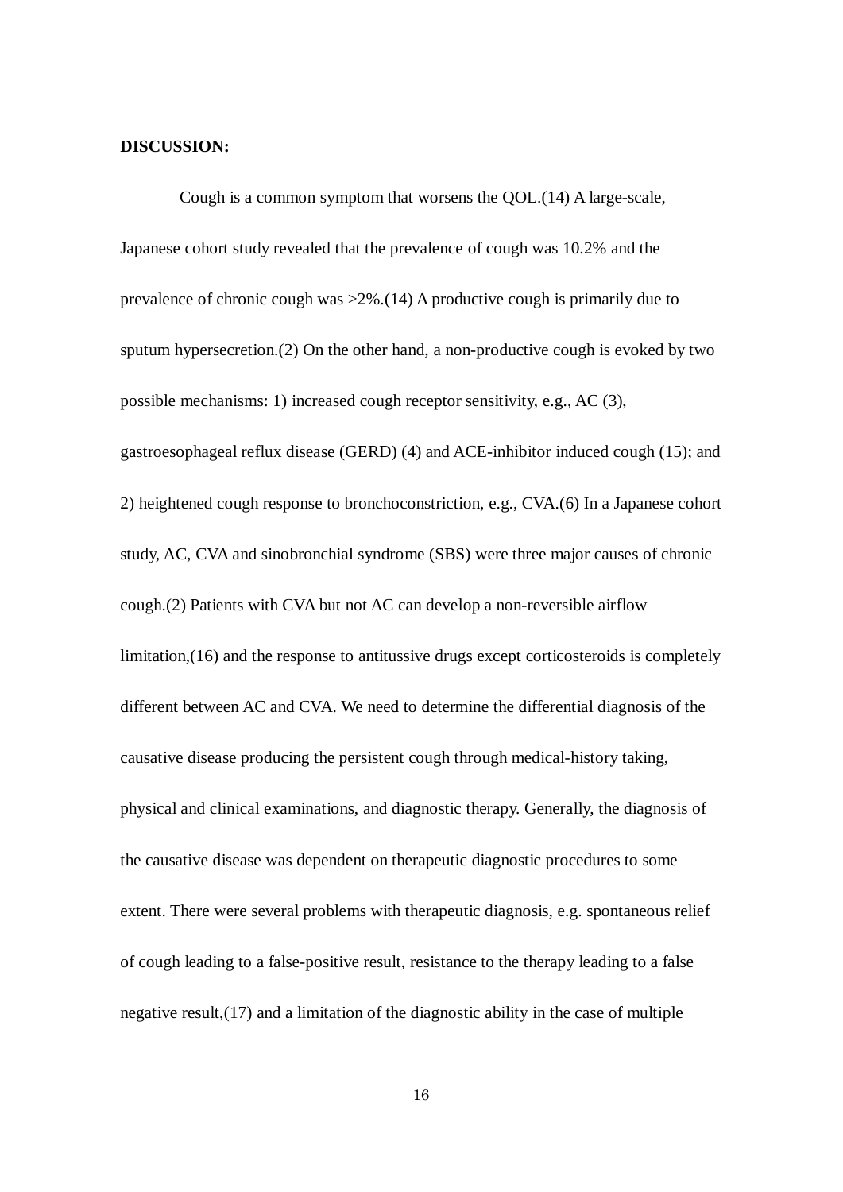**DISCUSSION:**

Cough is a common symptom that worsens the QOL.(14) A large-scale, Japanese cohort study revealed that the prevalence of cough was 10.2% and the prevalence of chronic cough was >2%.(14) A productive cough is primarily due to sputum hypersecretion.(2) On the other hand, a non-productive cough is evoked by two possible mechanisms: 1) increased cough receptor sensitivity, e.g., AC (3), gastroesophageal reflux disease (GERD) (4) and ACE-inhibitor induced cough (15); and 2) heightened cough response to bronchoconstriction, e.g., CVA.(6) In a Japanese cohort study, AC, CVA and sinobronchial syndrome (SBS) were three major causes of chronic cough.(2) Patients with CVA but not AC can develop a non-reversible airflow limitation,(16) and the response to antitussive drugs except corticosteroids is completely different between AC and CVA. We need to determine the differential diagnosis of the causative disease producing the persistent cough through medical-history taking, physical and clinical examinations, and diagnostic therapy. Generally, the diagnosis of the causative disease was dependent on therapeutic diagnostic procedures to some extent. There were several problems with therapeutic diagnosis, e.g. spontaneous relief of cough leading to a false-positive result, resistance to the therapy leading to a false negative result,(17) and a limitation of the diagnostic ability in the case of multiple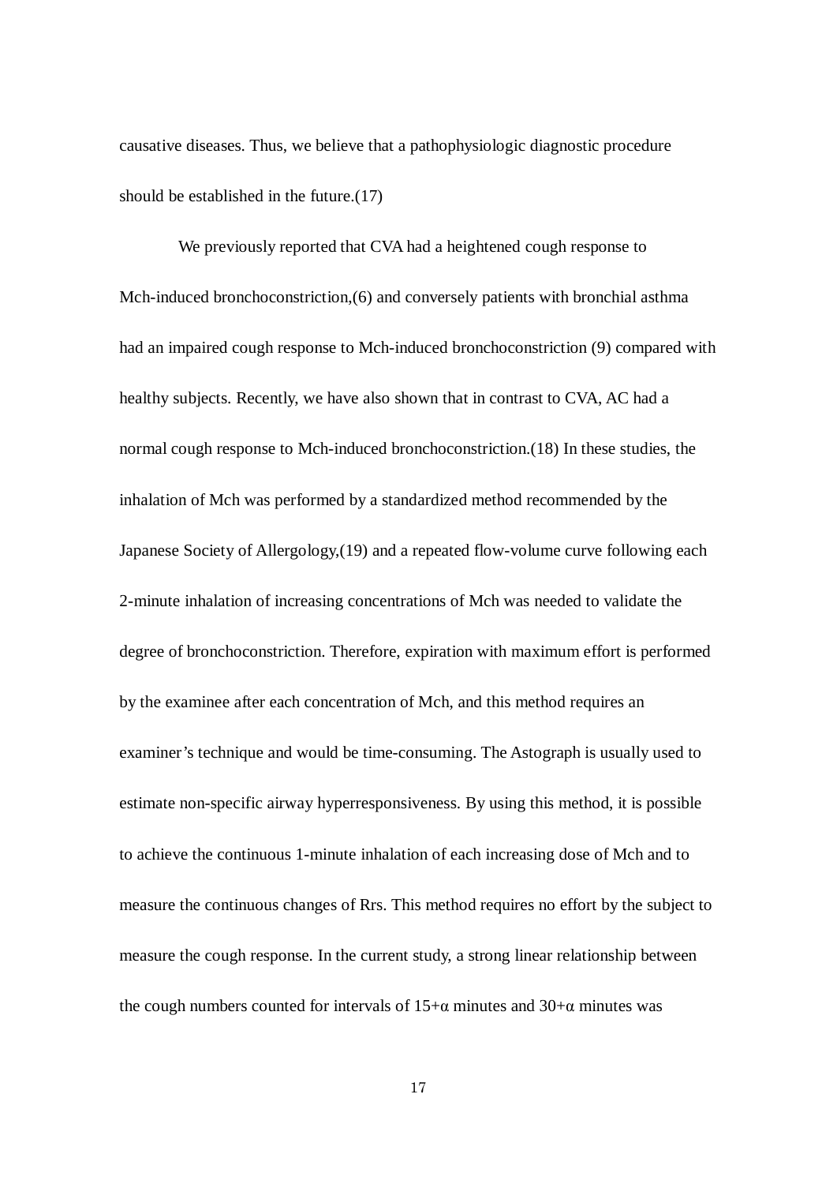causative diseases. Thus, we believe that a pathophysiologic diagnostic procedure should be established in the future.(17)

We previously reported that CVA had a heightened cough response to Mch-induced bronchoconstriction,(6) and conversely patients with bronchial asthma had an impaired cough response to Mch-induced bronchoconstriction (9) compared with healthy subjects. Recently, we have also shown that in contrast to CVA, AC had a normal cough response to Mch-induced bronchoconstriction.(18) In these studies, the inhalation of Mch was performed by a standardized method recommended by the Japanese Society of Allergology,(19) and a repeated flow-volume curve following each 2-minute inhalation of increasing concentrations of Mch was needed to validate the degree of bronchoconstriction. Therefore, expiration with maximum effort is performed by the examinee after each concentration of Mch, and this method requires an examiner's technique and would be time-consuming. The Astograph is usually used to estimate non-specific airway hyperresponsiveness. By using this method, it is possible to achieve the continuous 1-minute inhalation of each increasing dose of Mch and to measure the continuous changes of Rrs. This method requires no effort by the subject to measure the cough response. In the current study, a strong linear relationship between the cough numbers counted for intervals of $15+\alpha$ minutes and $30+\alpha$ minutes was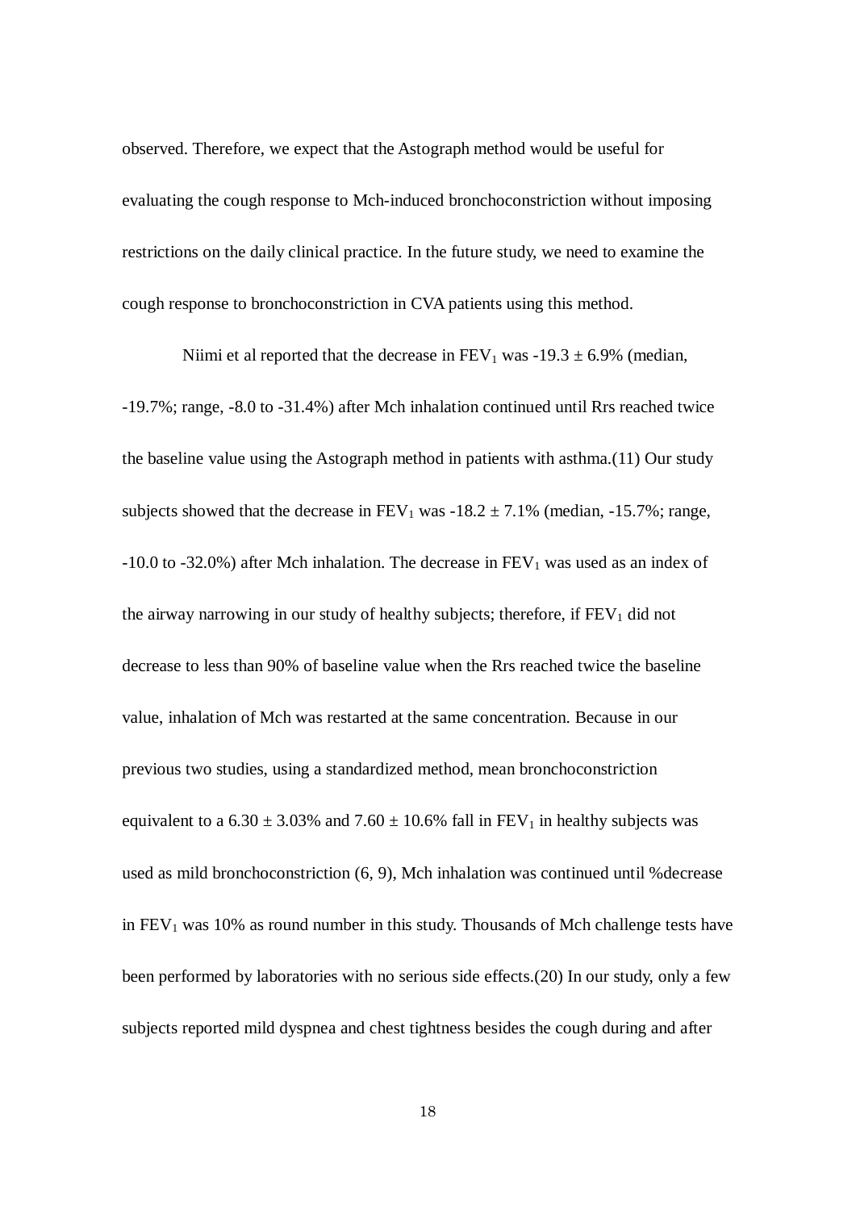observed. Therefore, we expect that the Astograph method would be useful for evaluating the cough response to Mch-induced bronchoconstriction without imposing restrictions on the daily clinical practice. In the future study, we need to examine the cough response to bronchoconstriction in CVA patients using this method.

Niimi et al reported that the decrease in $FEV_1$ was -19.3 ± 6.9% (median, -19.7%; range, -8.0 to -31.4%) after Mch inhalation continued until Rrs reached twice the baseline value using the Astograph method in patients with asthma.(11) Our study subjects showed that the decrease in $FEV_1$ was -18.2 ± 7.1% (median, -15.7%; range, -10.0 to -32.0%) after Mch inhalation. The decrease in $FEV_1$ was used as an index of the airway narrowing in our study of healthy subjects; therefore, if $FEV_1$ did not decrease to less than 90% of baseline value when the Rrs reached twice the baseline value, inhalation of Mch was restarted at the same concentration. Because in our previous two studies, using a standardized method, mean bronchoconstriction equivalent to a 6.30 ± 3.03% and 7.60 ± 10.6% fall in $FEV_1$ in healthy subjects was used as mild bronchoconstriction (6, 9), Mch inhalation was continued until %decrease in $FEV_1$ was 10% as round number in this study. Thousands of Mch challenge tests have been performed by laboratories with no serious side effects.(20) In our study, only a few subjects reported mild dyspnea and chest tightness besides the cough during and after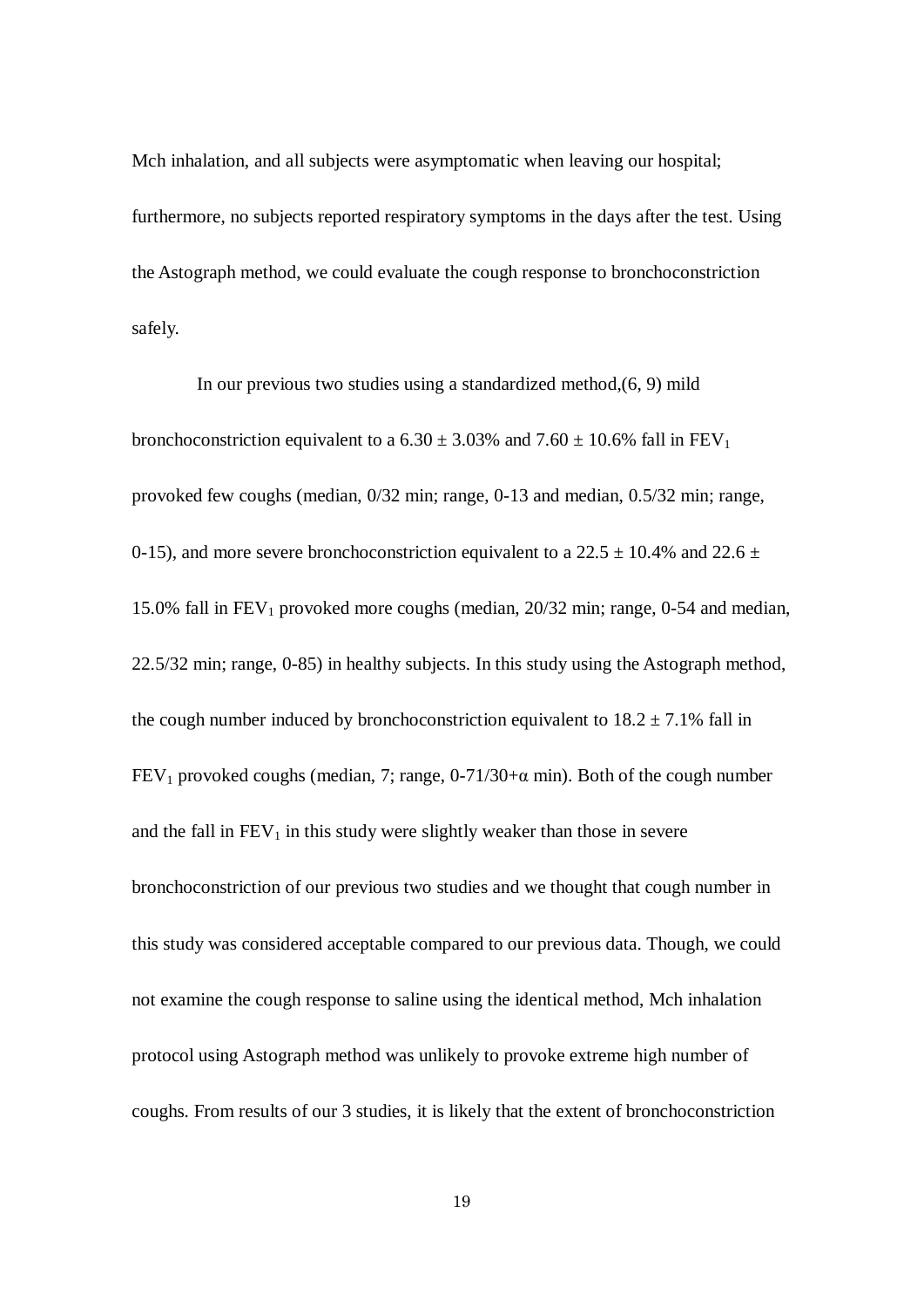Mch inhalation, and all subjects were asymptomatic when leaving our hospital; furthermore, no subjects reported respiratory symptoms in the days after the test. Using the Astograph method, we could evaluate the cough response to bronchoconstriction safely.

In our previous two studies using a standardized method,(6, 9) mild bronchoconstriction equivalent to a 6.30 ± 3.03% and 7.60 ± 10.6% fall in $FEV_1$ provoked few coughs (median, 0/32 min; range, 0-13 and median, 0.5/32 min; range, 0-15), and more severe bronchoconstriction equivalent to a 22.5 ± 10.4% and 22.6 ± 15.0% fall in $FEV_1$ provoked more coughs (median, 20/32 min; range, 0-54 and median, 22.5/32 min; range, 0-85) in healthy subjects. In this study using the Astograph method, the cough number induced by bronchoconstriction equivalent to 18.2 ± 7.1% fall in $FEV_1$ provoked coughs (median, 7; range, 0-71/30+α min). Both of the cough number and the fall in $FEV_1$ in this study were slightly weaker than those in severe bronchoconstriction of our previous two studies and we thought that cough number in this study was considered acceptable compared to our previous data. Though, we could not examine the cough response to saline using the identical method, Mch inhalation protocol using Astograph method was unlikely to provoke extreme high number of coughs. From results of our 3 studies, it is likely that the extent of bronchoconstriction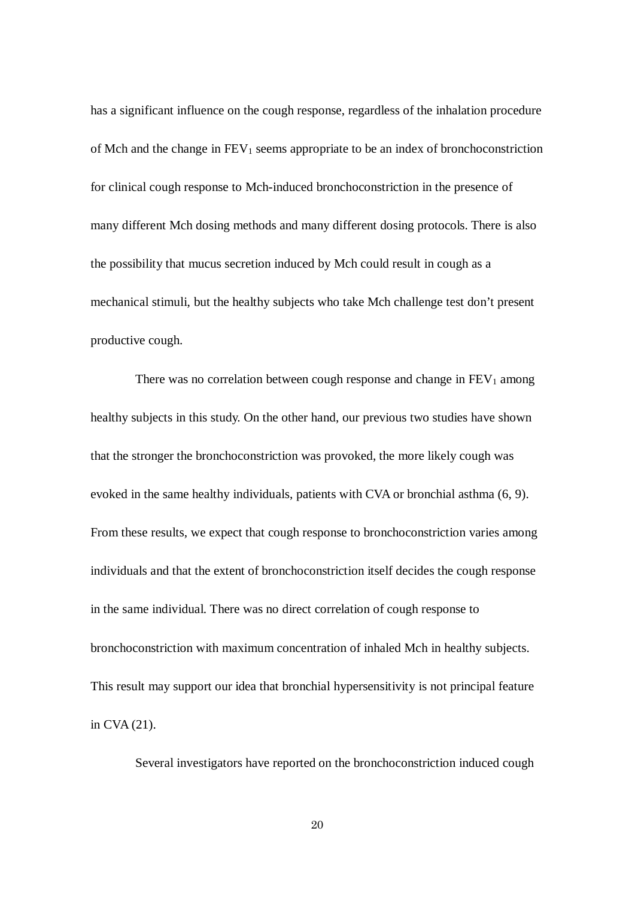has a significant influence on the cough response, regardless of the inhalation procedure of Mch and the change in $FEV_1$ seems appropriate to be an index of bronchoconstriction for clinical cough response to Mch-induced bronchoconstriction in the presence of many different Mch dosing methods and many different dosing protocols. There is also the possibility that mucus secretion induced by Mch could result in cough as a mechanical stimuli, but the healthy subjects who take Mch challenge test don't present productive cough.

There was no correlation between cough response and change in $FEV_1$ among healthy subjects in this study. On the other hand, our previous two studies have shown that the stronger the bronchoconstriction was provoked, the more likely cough was evoked in the same healthy individuals, patients with CVA or bronchial asthma (6, 9). From these results, we expect that cough response to bronchoconstriction varies among individuals and that the extent of bronchoconstriction itself decides the cough response in the same individual. There was no direct correlation of cough response to bronchoconstriction with maximum concentration of inhaled Mch in healthy subjects. This result may support our idea that bronchial hypersensitivity is not principal feature in CVA (21).

Several investigators have reported on the bronchoconstriction induced cough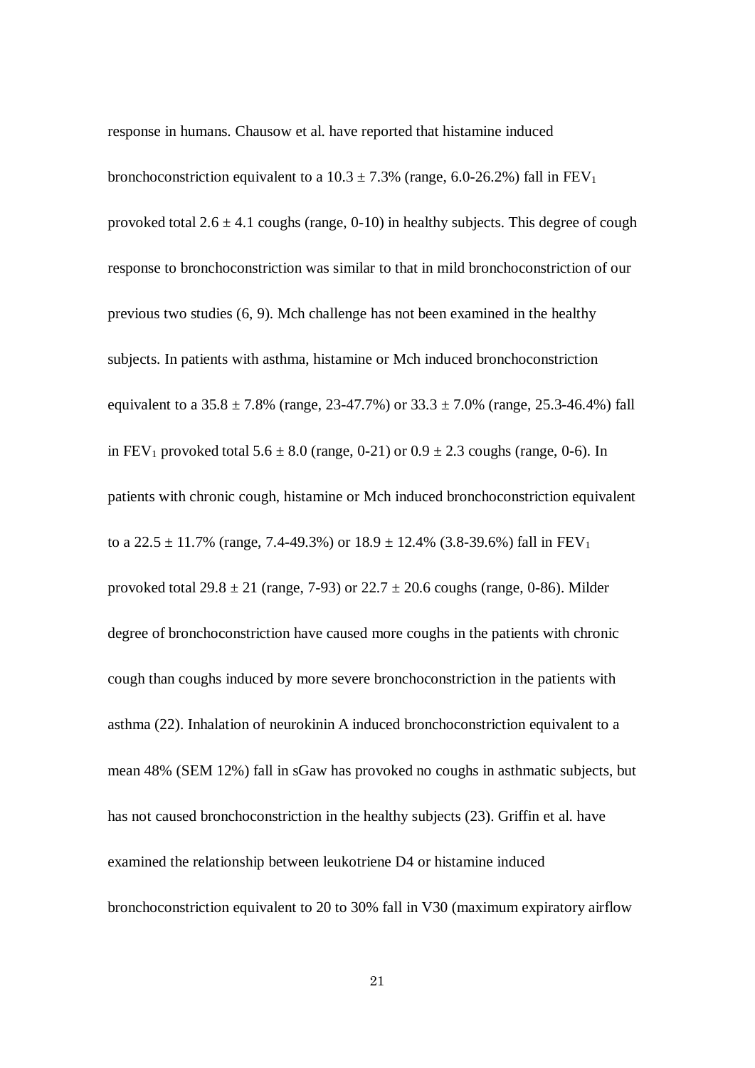response in humans. Chausow et al. have reported that histamine induced bronchoconstriction equivalent to a $10.3 \pm 7.3\%$ (range, 6.0-26.2%) fall in $FEV_1$ provoked total $2.6 \pm 4.1$ coughs (range, 0-10) in healthy subjects. This degree of cough response to bronchoconstriction was similar to that in mild bronchoconstriction of our previous two studies (6, 9). Mch challenge has not been examined in the healthy subjects. In patients with asthma, histamine or Mch induced bronchoconstriction equivalent to a $35.8 \pm 7.8\%$ (range, 23-47.7%) or $33.3 \pm 7.0\%$ (range, 25.3-46.4%) fall in $FEV_1$ provoked total $5.6 \pm 8.0$ (range, 0-21) or $0.9 \pm 2.3$ coughs (range, 0-6). In patients with chronic cough, histamine or Mch induced bronchoconstriction equivalent to a $22.5 \pm 11.7\%$ (range, 7.4-49.3%) or $18.9 \pm 12.4\%$ (3.8-39.6%) fall in $FEV_1$ provoked total $29.8 \pm 21$ (range, 7-93) or $22.7 \pm 20.6$ coughs (range, 0-86). Milder degree of bronchoconstriction have caused more coughs in the patients with chronic cough than coughs induced by more severe bronchoconstriction in the patients with asthma (22). Inhalation of neurokinin A induced bronchoconstriction equivalent to a mean 48% (SEM 12%) fall in sGaw has provoked no coughs in asthmatic subjects, but has not caused bronchoconstriction in the healthy subjects (23). Griffin et al. have examined the relationship between leukotriene D4 or histamine induced bronchoconstriction equivalent to 20 to 30% fall in V30 (maximum expiratory airflow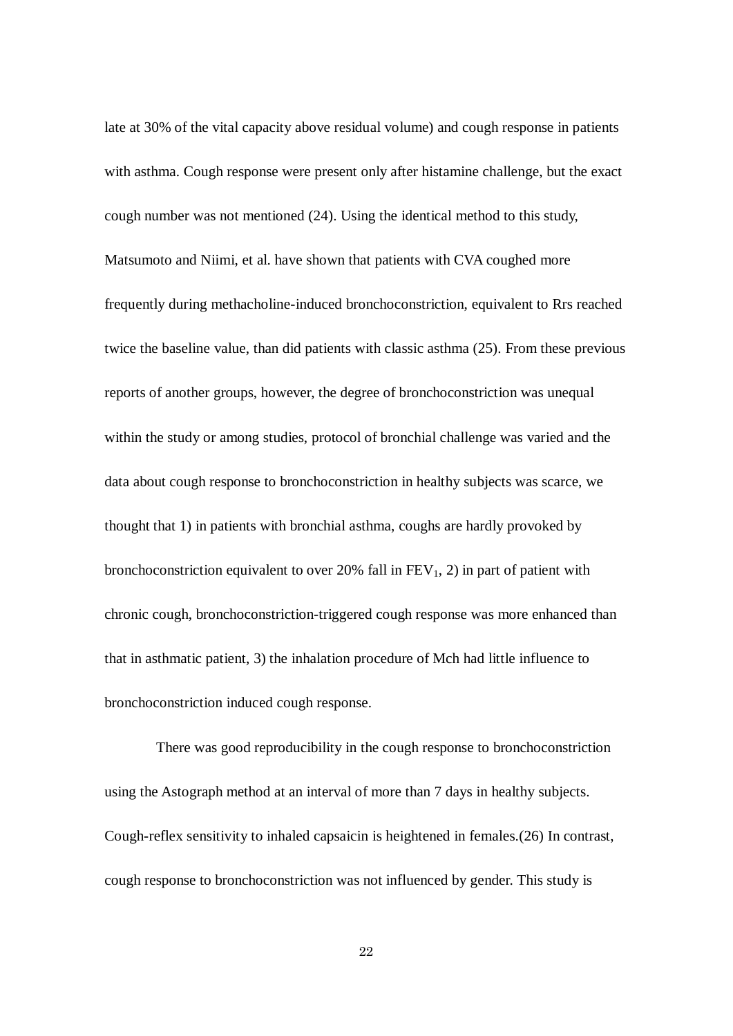late at 30% of the vital capacity above residual volume) and cough response in patients with asthma. Cough response were present only after histamine challenge, but the exact cough number was not mentioned (24). Using the identical method to this study, Matsumoto and Niimi, et al. have shown that patients with CVA coughed more frequently during methacholine-induced bronchoconstriction, equivalent to Rrs reached twice the baseline value, than did patients with classic asthma (25). From these previous reports of another groups, however, the degree of bronchoconstriction was unequal within the study or among studies, protocol of bronchial challenge was varied and the data about cough response to bronchoconstriction in healthy subjects was scarce, we thought that 1) in patients with bronchial asthma, coughs are hardly provoked by bronchoconstriction equivalent to over 20% fall in $FEV_1$, 2) in part of patient with chronic cough, bronchoconstriction-triggered cough response was more enhanced than that in asthmatic patient, 3) the inhalation procedure of Mch had little influence to bronchoconstriction induced cough response.

There was good reproducibility in the cough response to bronchoconstriction using the Astograph method at an interval of more than 7 days in healthy subjects. Cough-reflex sensitivity to inhaled capsaicin is heightened in females.(26) In contrast, cough response to bronchoconstriction was not influenced by gender. This study is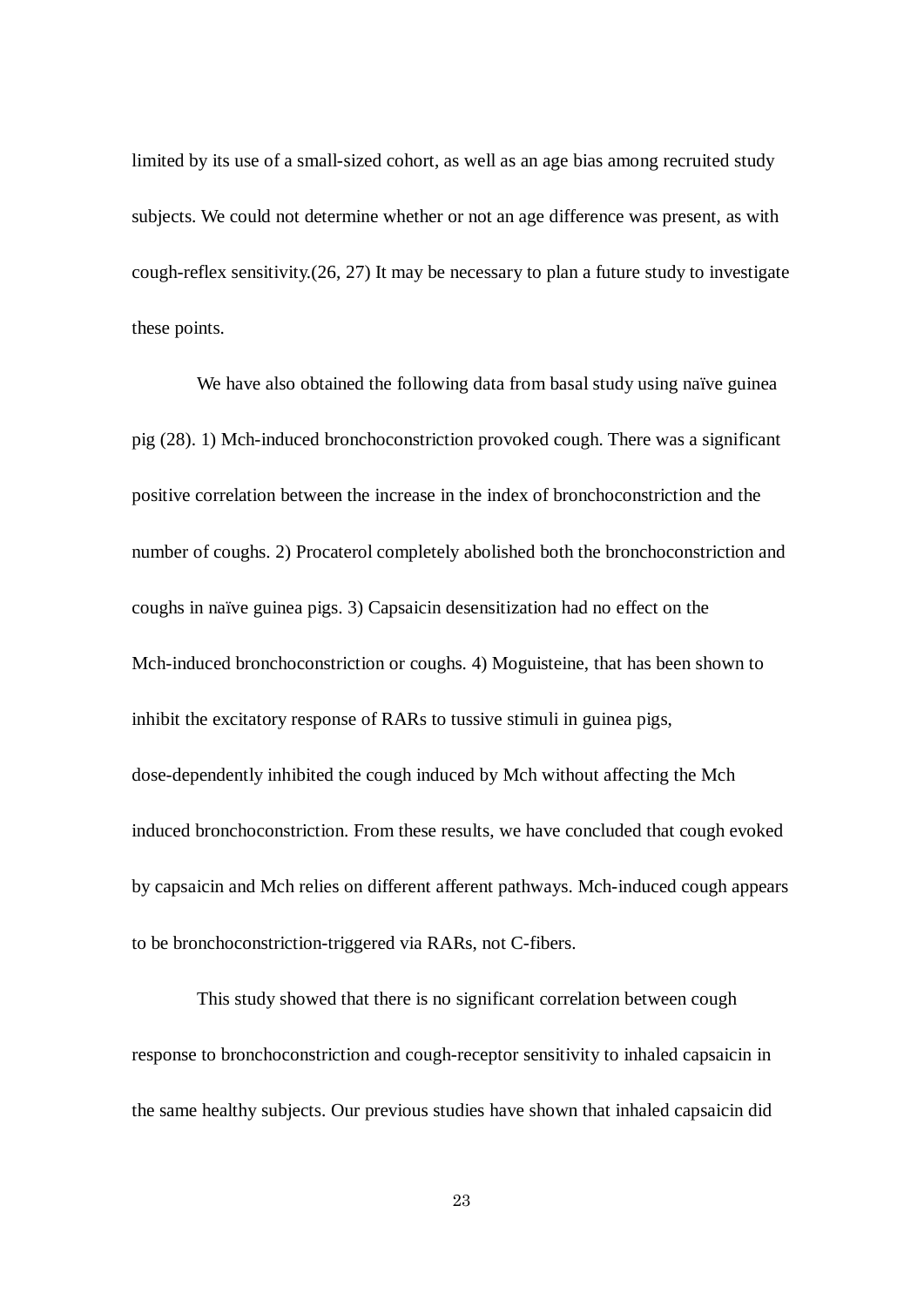limited by its use of a small-sized cohort, as well as an age bias among recruited study subjects. We could not determine whether or not an age difference was present, as with cough-reflex sensitivity.(26, 27) It may be necessary to plan a future study to investigate these points.

We have also obtained the following data from basal study using naïve guinea pig (28). 1) Mch-induced bronchoconstriction provoked cough. There was a significant positive correlation between the increase in the index of bronchoconstriction and the number of coughs. 2) Procaterol completely abolished both the bronchoconstriction and coughs in naïve guinea pigs. 3) Capsaicin desensitization had no effect on the Mch-induced bronchoconstriction or coughs. 4) Moguisteine, that has been shown to inhibit the excitatory response of RARs to tussive stimuli in guinea pigs, dose-dependently inhibited the cough induced by Mch without affecting the Mch induced bronchoconstriction. From these results, we have concluded that cough evoked by capsaicin and Mch relies on different afferent pathways. Mch-induced cough appears to be bronchoconstriction-triggered via RARs, not C-fibers.

This study showed that there is no significant correlation between cough response to bronchoconstriction and cough-receptor sensitivity to inhaled capsaicin in the same healthy subjects. Our previous studies have shown that inhaled capsaicin did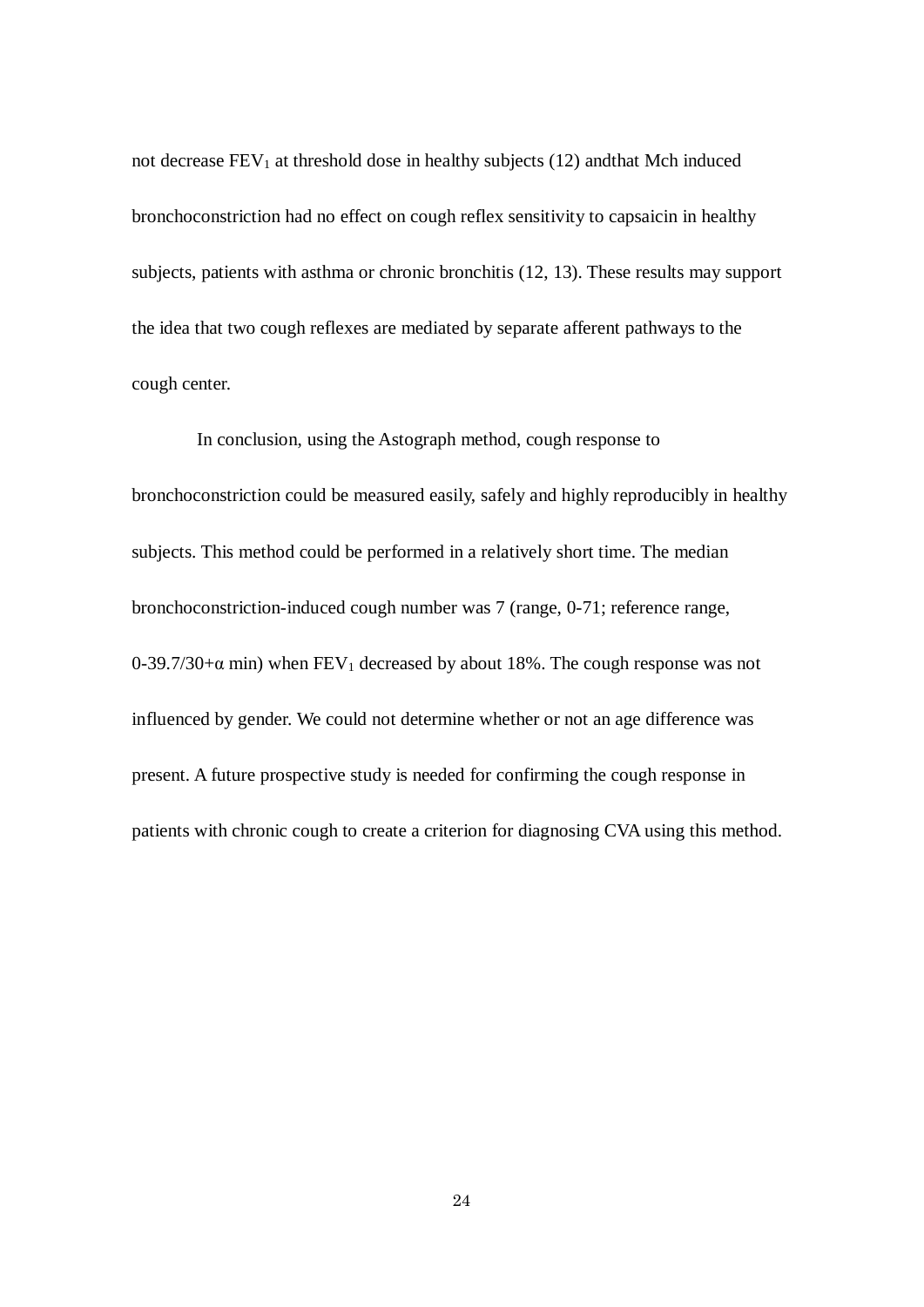not decrease $FEV_1$ at threshold dose in healthy subjects (12) andthat Mch induced bronchoconstriction had no effect on cough reflex sensitivity to capsaicin in healthy subjects, patients with asthma or chronic bronchitis (12, 13). These results may support the idea that two cough reflexes are mediated by separate afferent pathways to the cough center.

In conclusion, using the Astograph method, cough response to bronchoconstriction could be measured easily, safely and highly reproducibly in healthy subjects. This method could be performed in a relatively short time. The median bronchoconstriction-induced cough number was 7 (range, 0-71; reference range, 0-39.7/30+α min) when $FEV_1$ decreased by about 18%. The cough response was not influenced by gender. We could not determine whether or not an age difference was present. A future prospective study is needed for confirming the cough response in patients with chronic cough to create a criterion for diagnosing CVA using this method.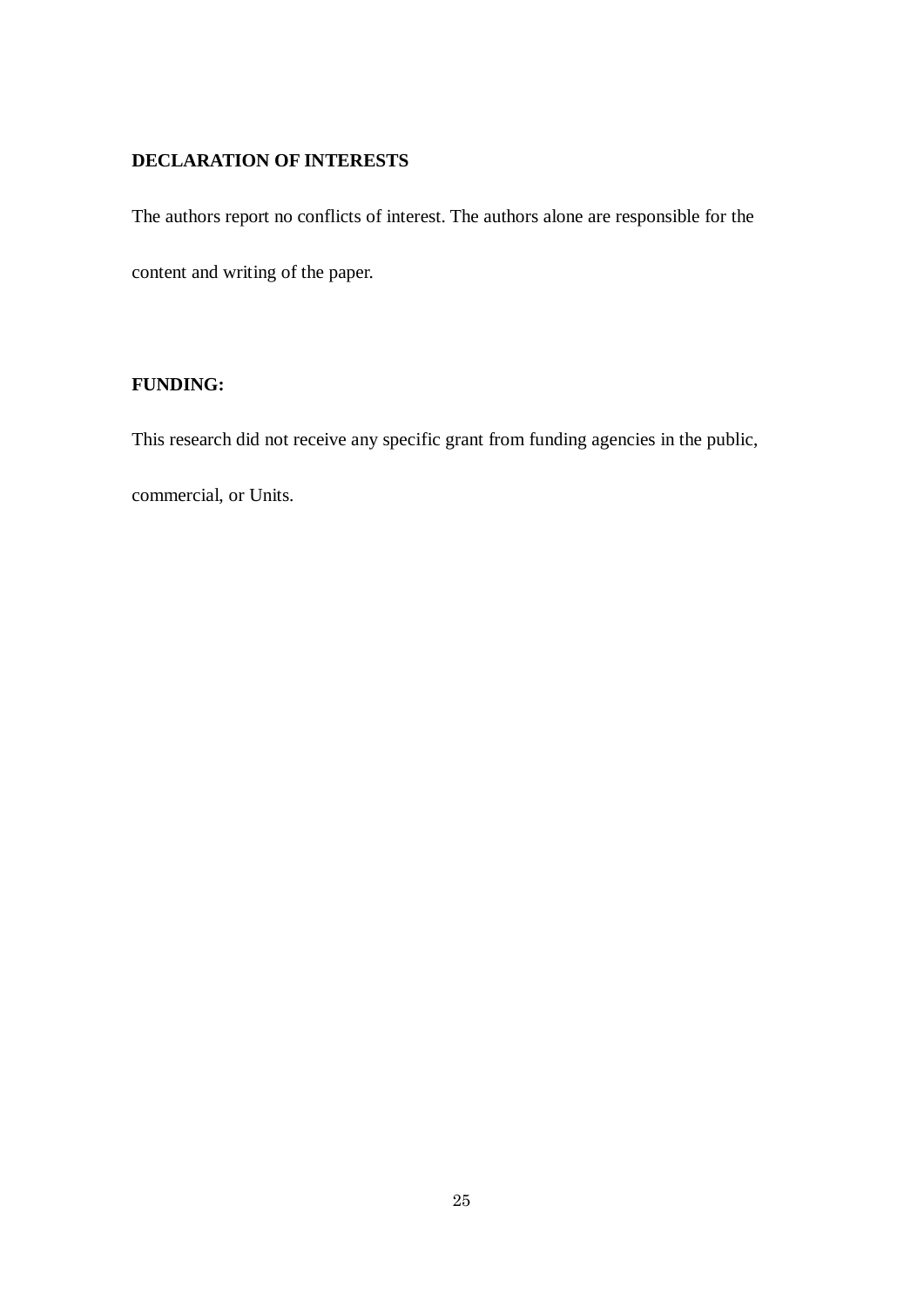**DECLARATION OF INTERESTS**

The authors report no conflicts of interest. The authors alone are responsible for the content and writing of the paper.

**FUNDING:**

This research did not receive any specific grant from funding agencies in the public, commercial, or Units.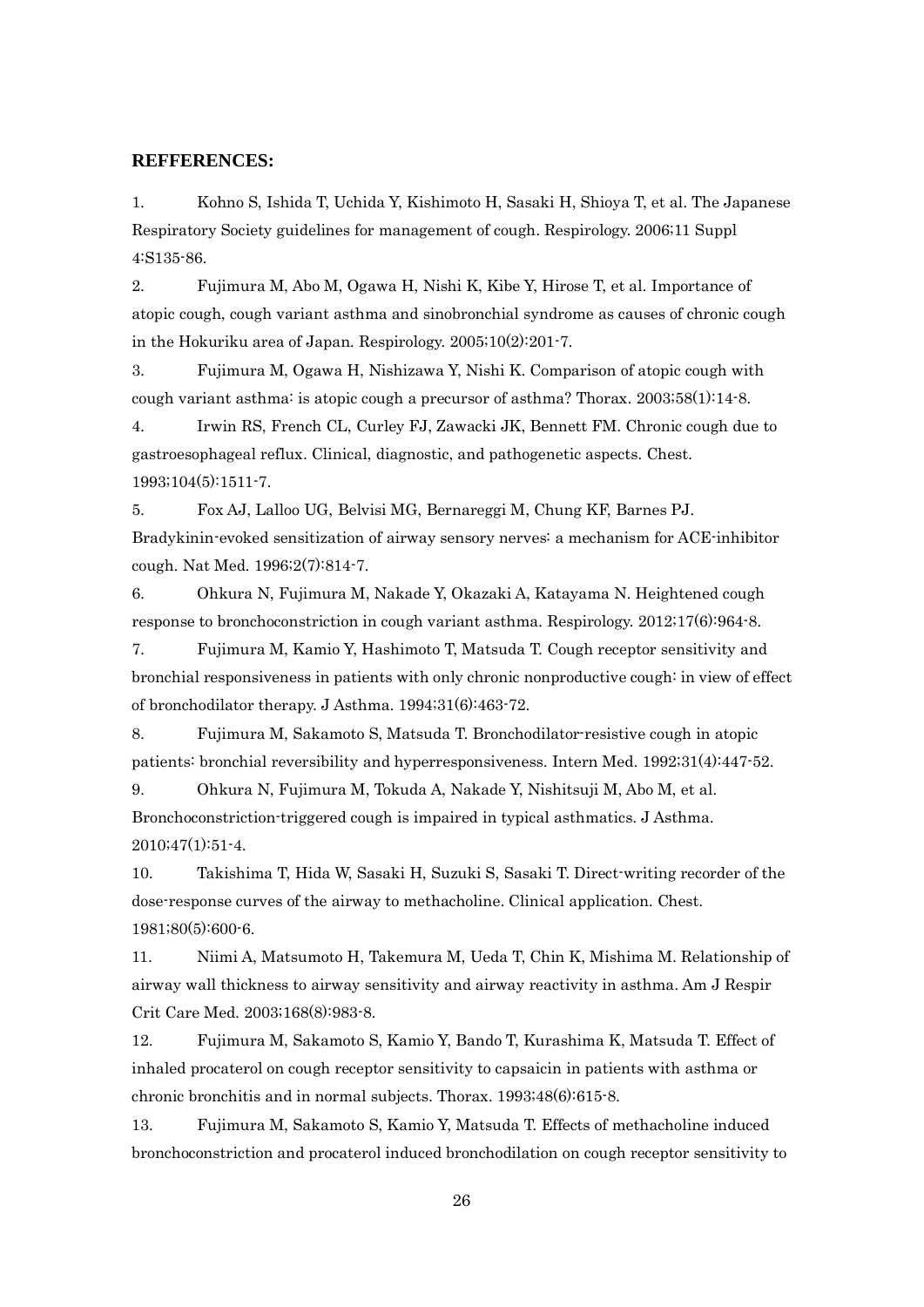**REFFERENCES:**

1. Kohno S, Ishida T, Uchida Y, Kishimoto H, Sasaki H, Shioya T, et al. The Japanese Respiratory Society guidelines for management of cough. Respirology. 2006;11 Suppl 4:S135-86.

2. Fujimura M, Abo M, Ogawa H, Nishi K, Kibe Y, Hirose T, et al. Importance of atopic cough, cough variant asthma and sinobronchial syndrome as causes of chronic cough in the Hokuriku area of Japan. Respirology. 2005;10(2):201-7.

3. Fujimura M, Ogawa H, Nishizawa Y, Nishi K. Comparison of atopic cough with cough variant asthma: is atopic cough a precursor of asthma? Thorax. 2003;58(1):14-8.

4. Irwin RS, French CL, Curley FJ, Zawacki JK, Bennett FM. Chronic cough due to gastroesophageal reflux. Clinical, diagnostic, and pathogenetic aspects. Chest. 1993;104(5):1511-7.

5. Fox AJ, Lalloo UG, Belvisi MG, Bernareggi M, Chung KF, Barnes PJ. Bradykinin-evoked sensitization of airway sensory nerves: a mechanism for ACE-inhibitor cough. Nat Med. 1996;2(7):814-7.

6. Ohkura N, Fujimura M, Nakade Y, Okazaki A, Katayama N. Heightened cough response to bronchoconstriction in cough variant asthma. Respirology. 2012;17(6):964-8.

7. Fujimura M, Kamio Y, Hashimoto T, Matsuda T. Cough receptor sensitivity and bronchial responsiveness in patients with only chronic nonproductive cough: in view of effect of bronchodilator therapy. J Asthma. 1994;31(6):463-72.

8. Fujimura M, Sakamoto S, Matsuda T. Bronchodilator-resistive cough in atopic patients: bronchial reversibility and hyperresponsiveness. Intern Med. 1992;31(4):447-52.

9. Ohkura N, Fujimura M, Tokuda A, Nakade Y, Nishitsuji M, Abo M, et al. Bronchoconstriction-triggered cough is impaired in typical asthmatics. J Asthma. 2010;47(1):51-4.

10. Takishima T, Hida W, Sasaki H, Suzuki S, Sasaki T. Direct-writing recorder of the dose-response curves of the airway to methacholine. Clinical application. Chest. 1981;80(5):600-6.

11. Niimi A, Matsumoto H, Takemura M, Ueda T, Chin K, Mishima M. Relationship of airway wall thickness to airway sensitivity and airway reactivity in asthma. Am J Respir Crit Care Med. 2003;168(8):983-8.

12. Fujimura M, Sakamoto S, Kamio Y, Bando T, Kurashima K, Matsuda T. Effect of inhaled procaterol on cough receptor sensitivity to capsaicin in patients with asthma or chronic bronchitis and in normal subjects. Thorax. 1993;48(6):615-8.

13. Fujimura M, Sakamoto S, Kamio Y, Matsuda T. Effects of methacholine induced bronchoconstriction and procaterol induced bronchodilation on cough receptor sensitivity to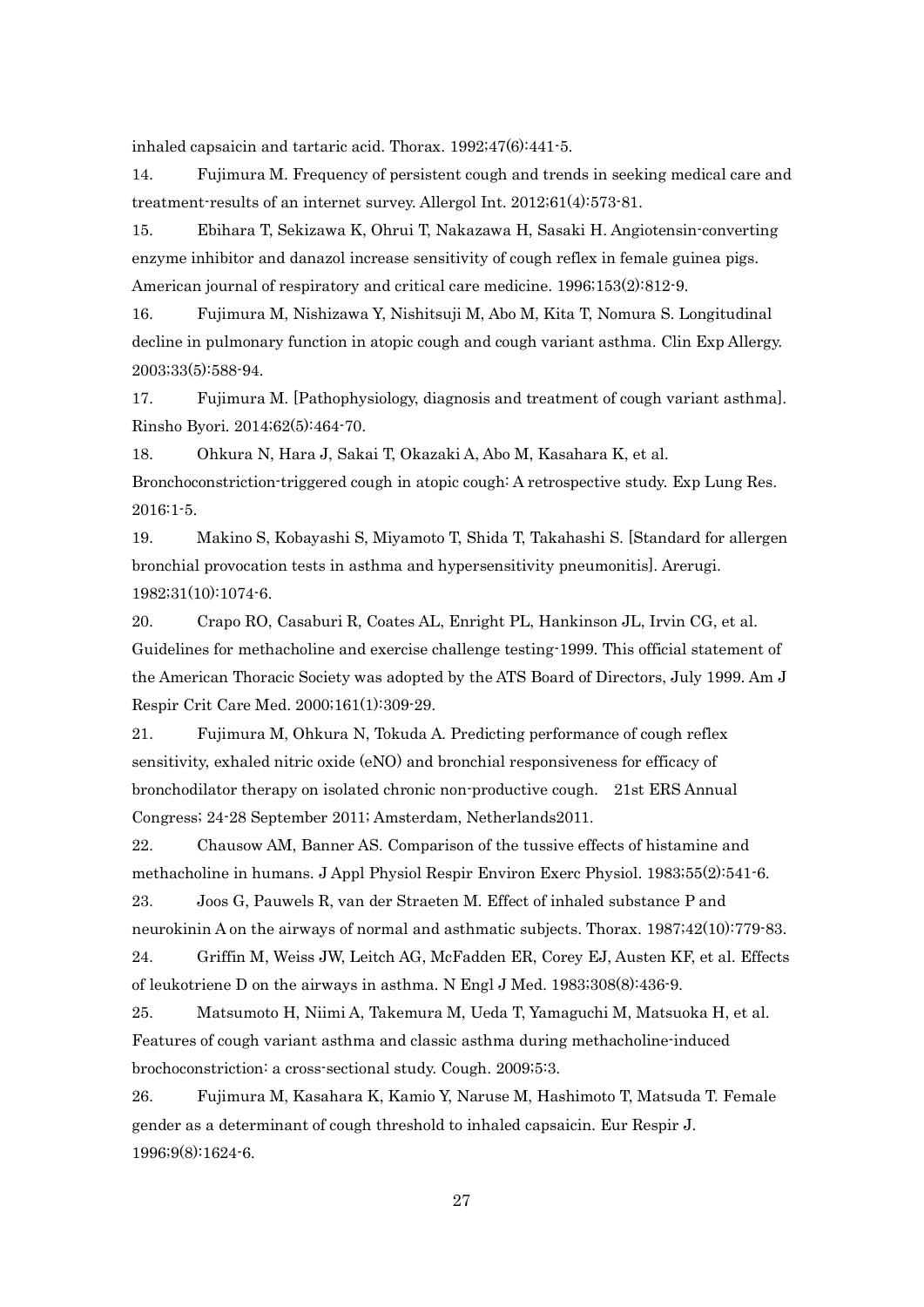inhaled capsaicin and tartaric acid. Thorax. 1992;47(6):441-5.

14. Fujimura M. Frequency of persistent cough and trends in seeking medical care and treatment-results of an internet survey. Allergol Int. 2012;61(4):573-81.

15. Ebihara T, Sekizawa K, Ohrui T, Nakazawa H, Sasaki H. Angiotensin-converting enzyme inhibitor and danazol increase sensitivity of cough reflex in female guinea pigs. American journal of respiratory and critical care medicine. 1996;153(2):812-9.

16. Fujimura M, Nishizawa Y, Nishitsuji M, Abo M, Kita T, Nomura S. Longitudinal decline in pulmonary function in atopic cough and cough variant asthma. Clin Exp Allergy. 2003;33(5):588-94.

17. Fujimura M. [Pathophysiology, diagnosis and treatment of cough variant asthma]. Rinsho Byori. 2014;62(5):464-70.

18. Ohkura N, Hara J, Sakai T, Okazaki A, Abo M, Kasahara K, et al. Bronchoconstriction-triggered cough in atopic cough: A retrospective study. Exp Lung Res. 2016:1-5.

19. Makino S, Kobayashi S, Miyamoto T, Shida T, Takahashi S. [Standard for allergen bronchial provocation tests in asthma and hypersensitivity pneumonitis]. Arerugi. 1982;31(10):1074-6.

20. Crapo RO, Casaburi R, Coates AL, Enright PL, Hankinson JL, Irvin CG, et al. Guidelines for methacholine and exercise challenge testing-1999. This official statement of the American Thoracic Society was adopted by the ATS Board of Directors, July 1999. Am J Respir Crit Care Med. 2000;161(1):309-29.

21. Fujimura M, Ohkura N, Tokuda A. Predicting performance of cough reflex sensitivity, exhaled nitric oxide (eNO) and bronchial responsiveness for efficacy of bronchodilator therapy on isolated chronic non-productive cough. 21st ERS Annual Congress; 24-28 September 2011; Amsterdam, Netherlands2011.

22. Chausow AM, Banner AS. Comparison of the tussive effects of histamine and methacholine in humans. J Appl Physiol Respir Environ Exerc Physiol. 1983;55(2):541-6.

23. Joos G, Pauwels R, van der Straeten M. Effect of inhaled substance P and neurokinin A on the airways of normal and asthmatic subjects. Thorax. 1987;42(10):779-83.

24. Griffin M, Weiss JW, Leitch AG, McFadden ER, Corey EJ, Austen KF, et al. Effects of leukotriene D on the airways in asthma. N Engl J Med. 1983;308(8):436-9.

25. Matsumoto H, Niimi A, Takemura M, Ueda T, Yamaguchi M, Matsuoka H, et al. Features of cough variant asthma and classic asthma during methacholine-induced brochoconstriction: a cross-sectional study. Cough. 2009;5:3.

26. Fujimura M, Kasahara K, Kamio Y, Naruse M, Hashimoto T, Matsuda T. Female gender as a determinant of cough threshold to inhaled capsaicin. Eur Respir J. 1996;9(8):1624-6.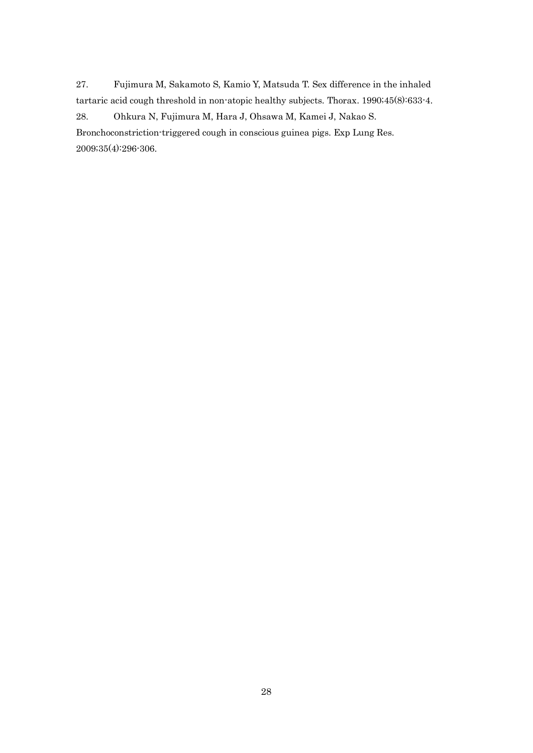27. Fujimura M, Sakamoto S, Kamio Y, Matsuda T. Sex difference in the inhaled tartaric acid cough threshold in non-atopic healthy subjects. Thorax. 1990;45(8):633-4.

28. Ohkura N, Fujimura M, Hara J, Ohsawa M, Kamei J, Nakao S. Bronchoconstriction-triggered cough in conscious guinea pigs. Exp Lung Res. 2009;35(4):296-306.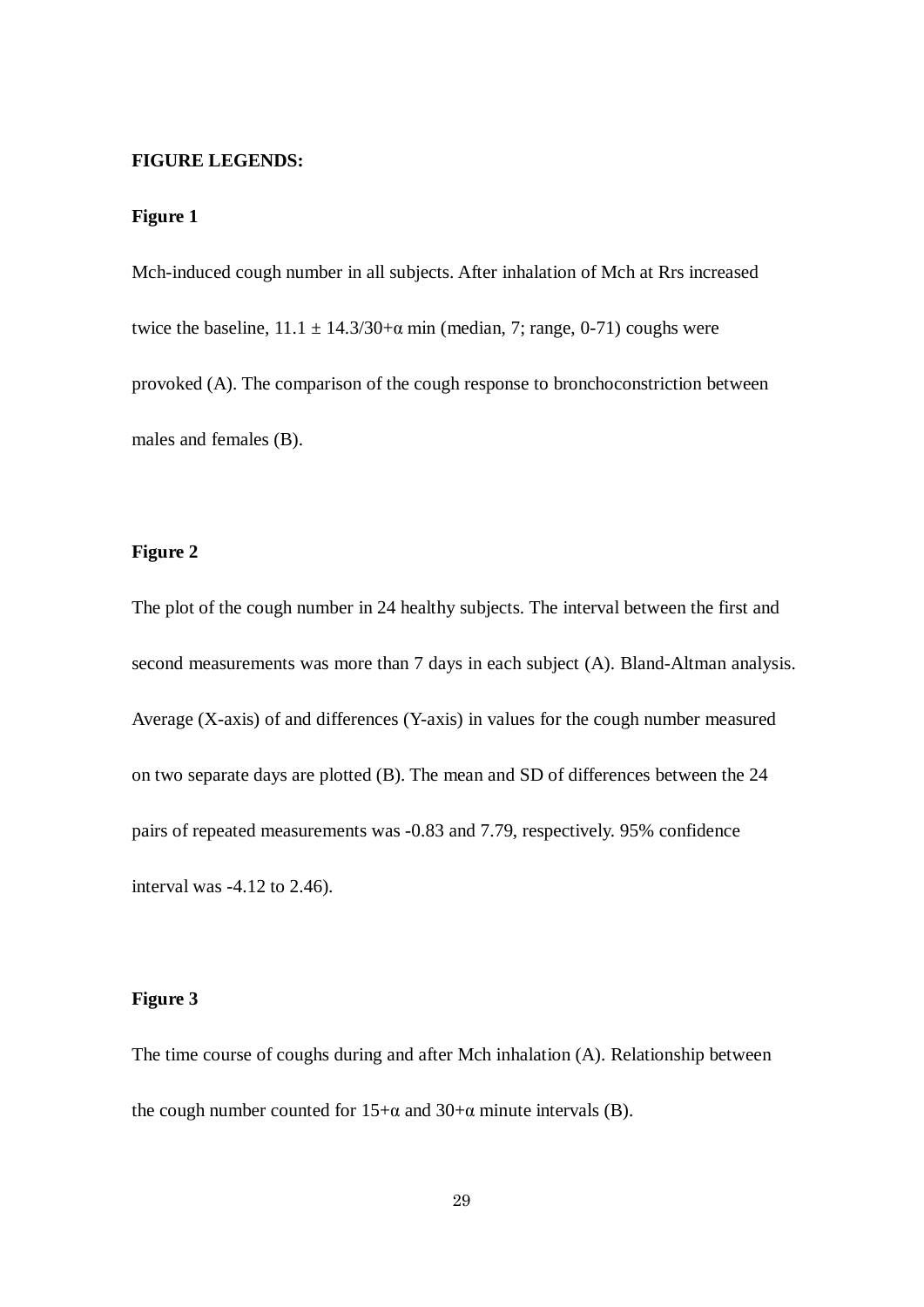**FIGURE LEGENDS:**

**Figure 1**

Mch-induced cough number in all subjects. After inhalation of Mch at Rrs increased twice the baseline, $11.1 \pm 14.3/30+\alpha$ min (median, 7; range, 0-71) coughs were provoked (A). The comparison of the cough response to bronchoconstriction between males and females (B).

**Figure 2**

The plot of the cough number in 24 healthy subjects. The interval between the first and second measurements was more than 7 days in each subject (A). Bland-Altman analysis. Average (X-axis) of and differences (Y-axis) in values for the cough number measured on two separate days are plotted (B). The mean and SD of differences between the 24 pairs of repeated measurements was -0.83 and 7.79, respectively. 95% confidence interval was -4.12 to 2.46).

**Figure 3**

The time course of coughs during and after Mch inhalation (A). Relationship between the cough number counted for $15+\alpha$ and $30+\alpha$ minute intervals (B).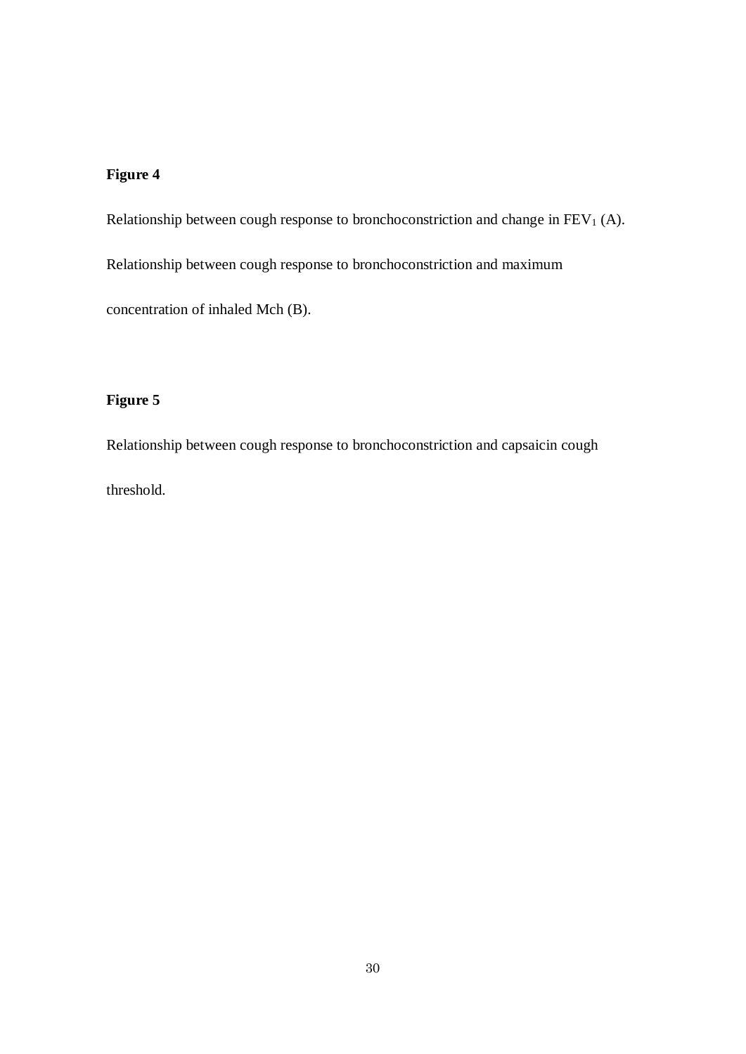**Figure 4**

Relationship between cough response to bronchoconstriction and change in $FEV_1$ (A).

Relationship between cough response to bronchoconstriction and maximum concentration of inhaled Mch (B).

**Figure 5**

Relationship between cough response to bronchoconstriction and capsaicin cough threshold.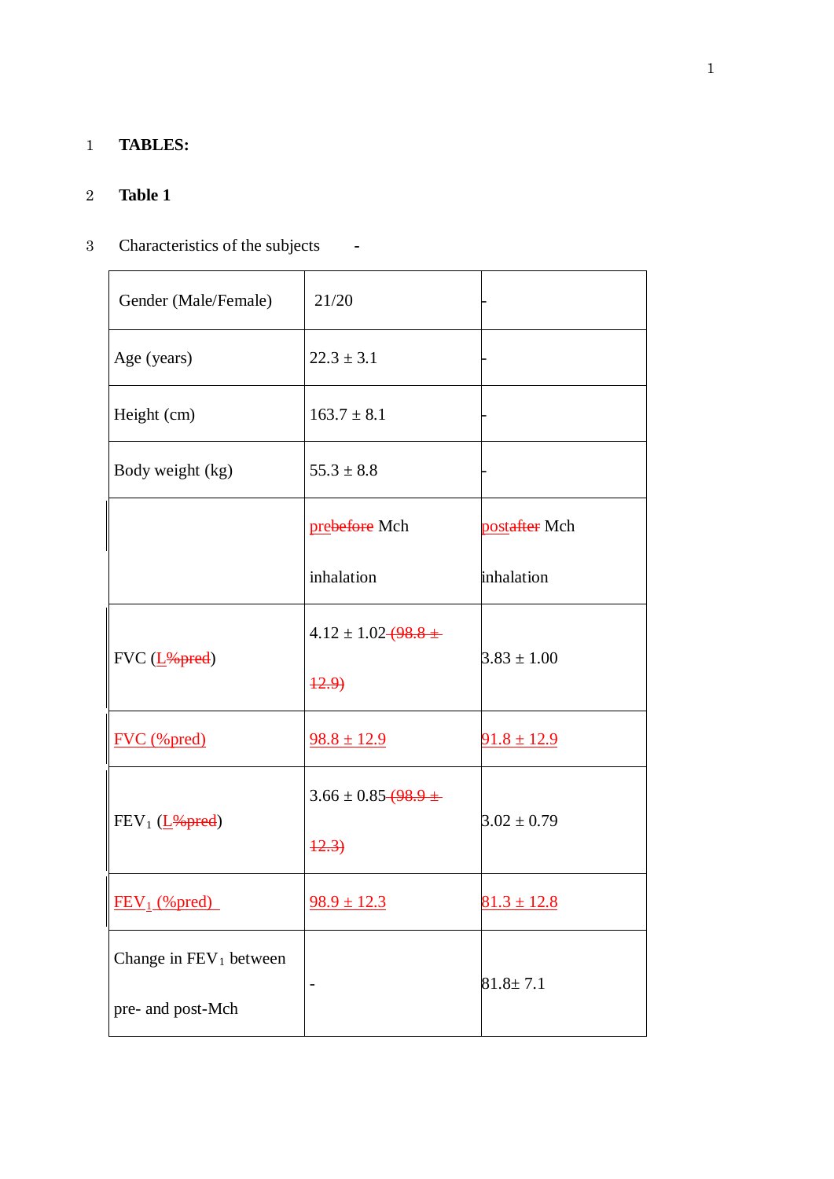**TABLES:**

**Table 1**

Characteristics of the subjects -

| | | |
|---|---|---|
| Gender (Male/Female) | 21/20 | - |
| Age (years) | 22.3 ± 3.1 | - |
| Height (cm) | 163.7 ± 8.1 | - |
| Body weight (kg) | 55.3 ± 8.8 | - |
| | prebefore Mch inhalation | postafter Mch inhalation |
| FVC (L%pred) | 4.12 ± 1.02 (98.8 ± 12.9) | 3.83 ± 1.00 |
| FVC (%pred) | 98.8 ± 12.9 | 91.8 ± 12.9 |
| $FEV_1$ (L%pred) | 3.66 ± 0.85 (98.9 ± 12.3) | 3.02 ± 0.79 |
| $FEV_1$ (%pred) | 98.9 ± 12.3 | 81.3 ± 12.8 |
| Change in $FEV_1$ between pre- and post-Mch | - | 81.8± 7.1 |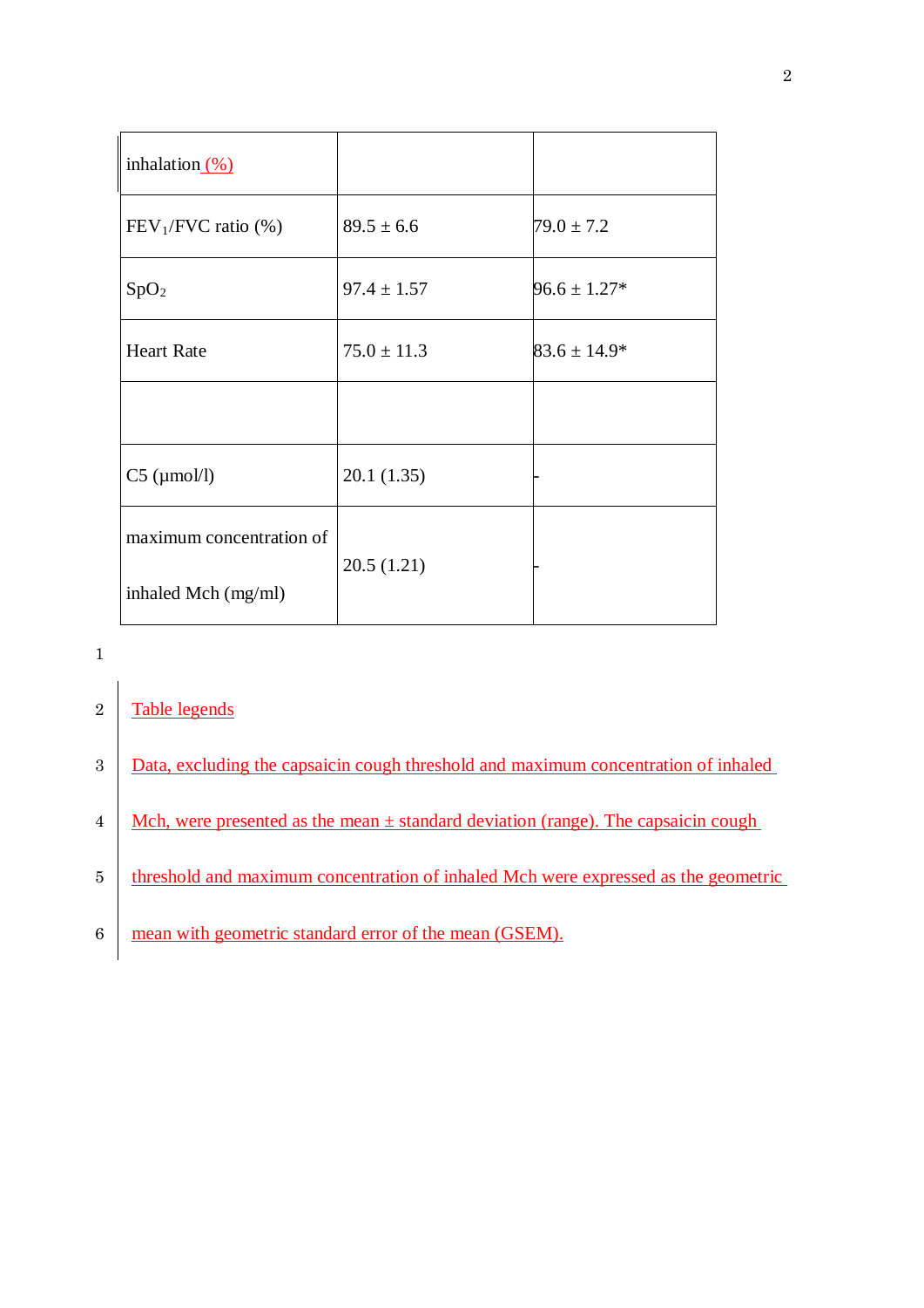| inhalation (%) | | |
|---|---|---|
| $FEV_1$/FVC ratio (%) | 89.5 ± 6.6 | 79.0 ± 7.2 |
| $SpO_2$ | 97.4 ± 1.57 | 96.6 ± 1.27* |
| Heart Rate | 75.0 ± 11.3 | 83.6 ± 14.9* |
| | | |
| C5 (μmol/l) | 20.1 (1.35) | - |
| maximum concentration of inhaled Mch (mg/ml) | 20.5 (1.21) | - |

Table legends

Data, excluding the capsaicin cough threshold and maximum concentration of inhaled Mch, were presented as the mean ± standard deviation (range). The capsaicin cough threshold and maximum concentration of inhaled Mch were expressed as the geometric mean with geometric standard error of the mean (GSEM).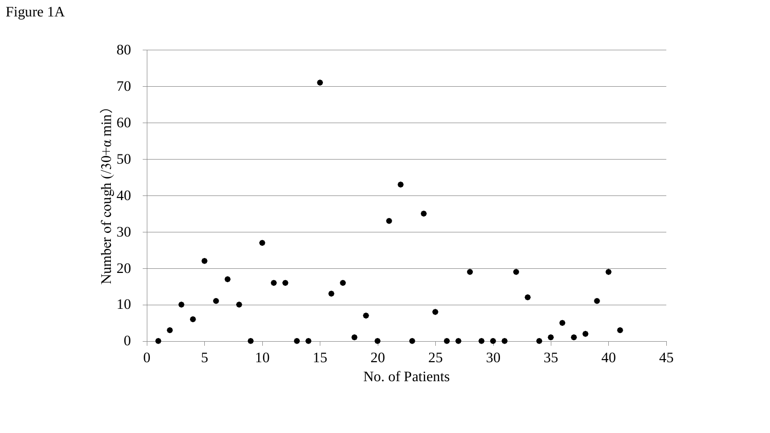Figure 1A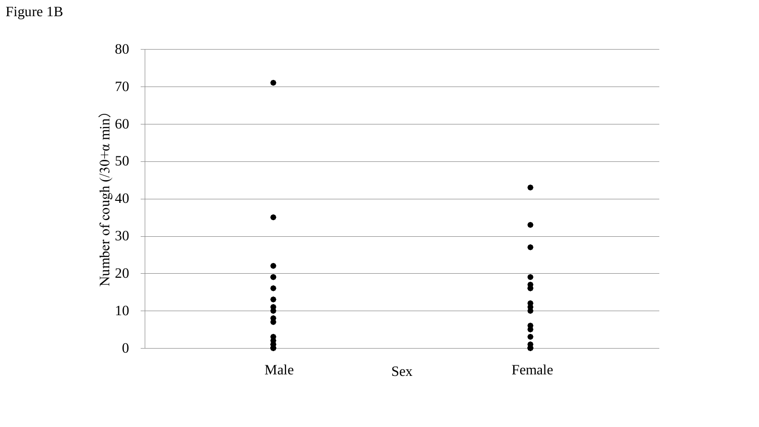Figure 1B

Number of cough (/30+α min)

80
70
60
50
40
30
20
10
0

Male Sex Female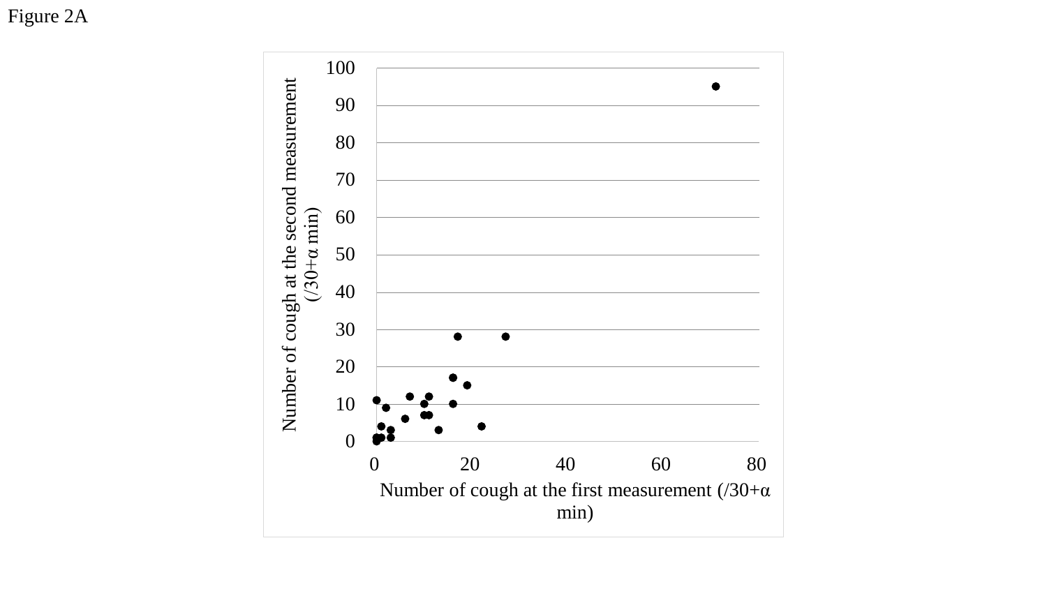Figure 2A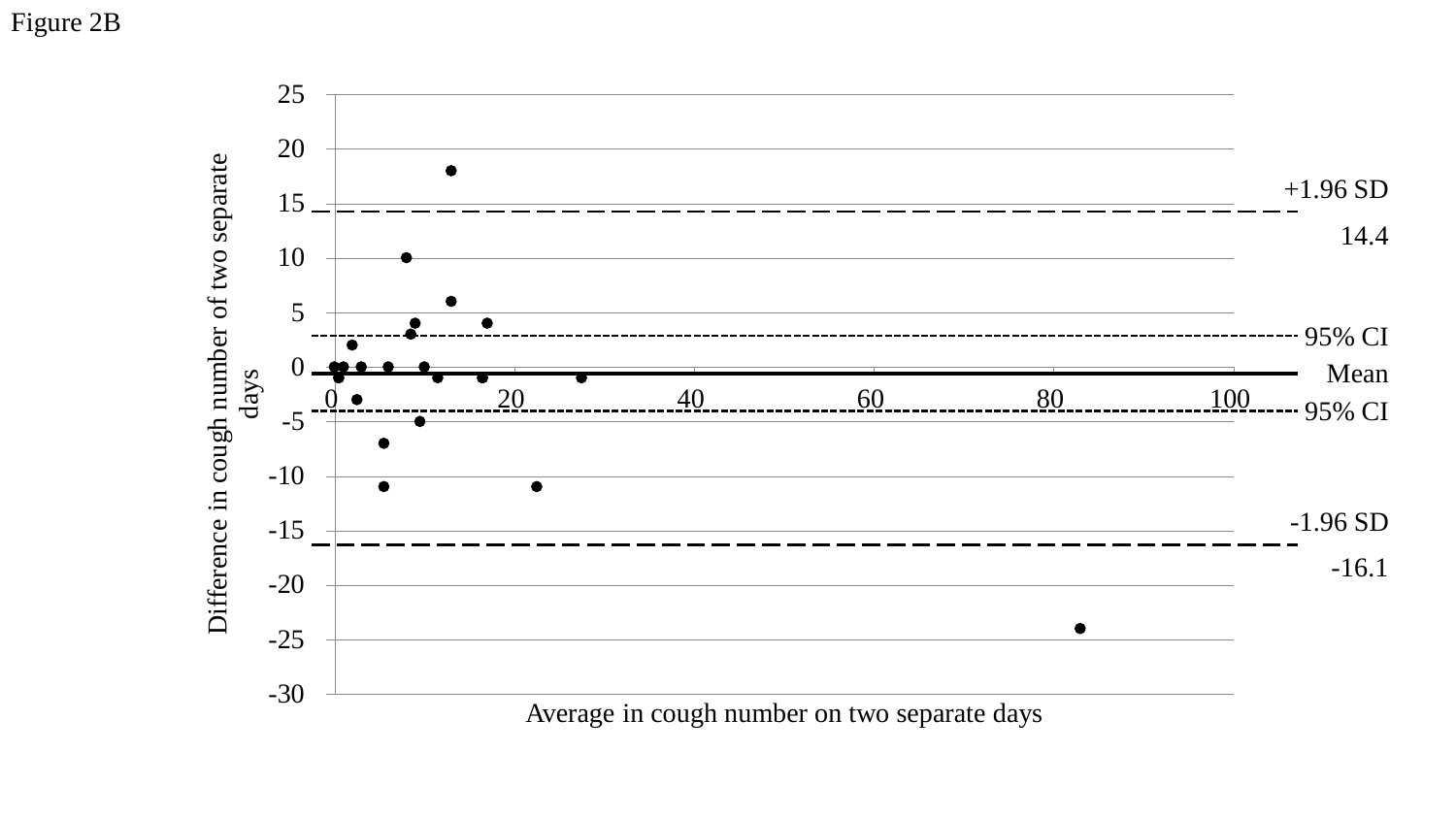Figure 2B

Difference in cough number of two separate days

Average in cough number on two separate days

+1.96 SD

14.4

95% CI

Mean

95% CI

-1.96 SD

-16.1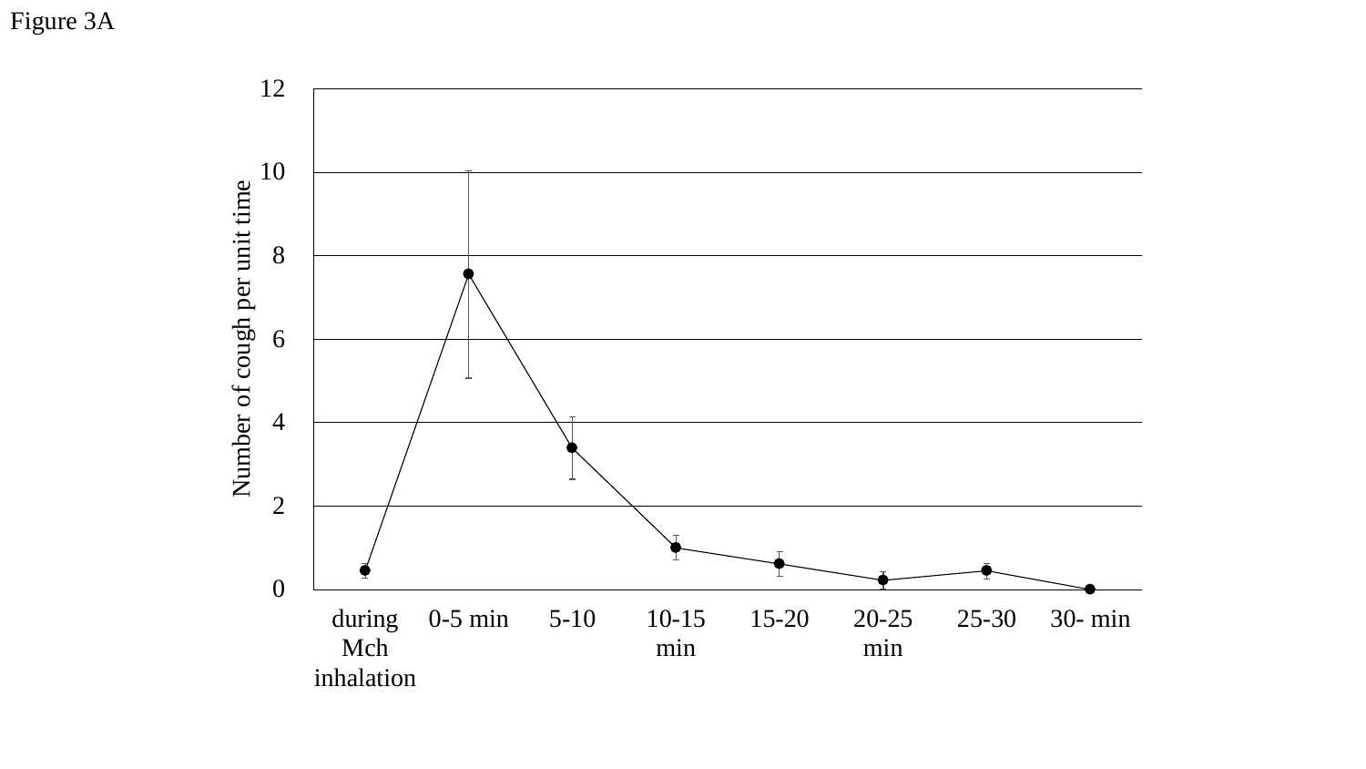Figure 3A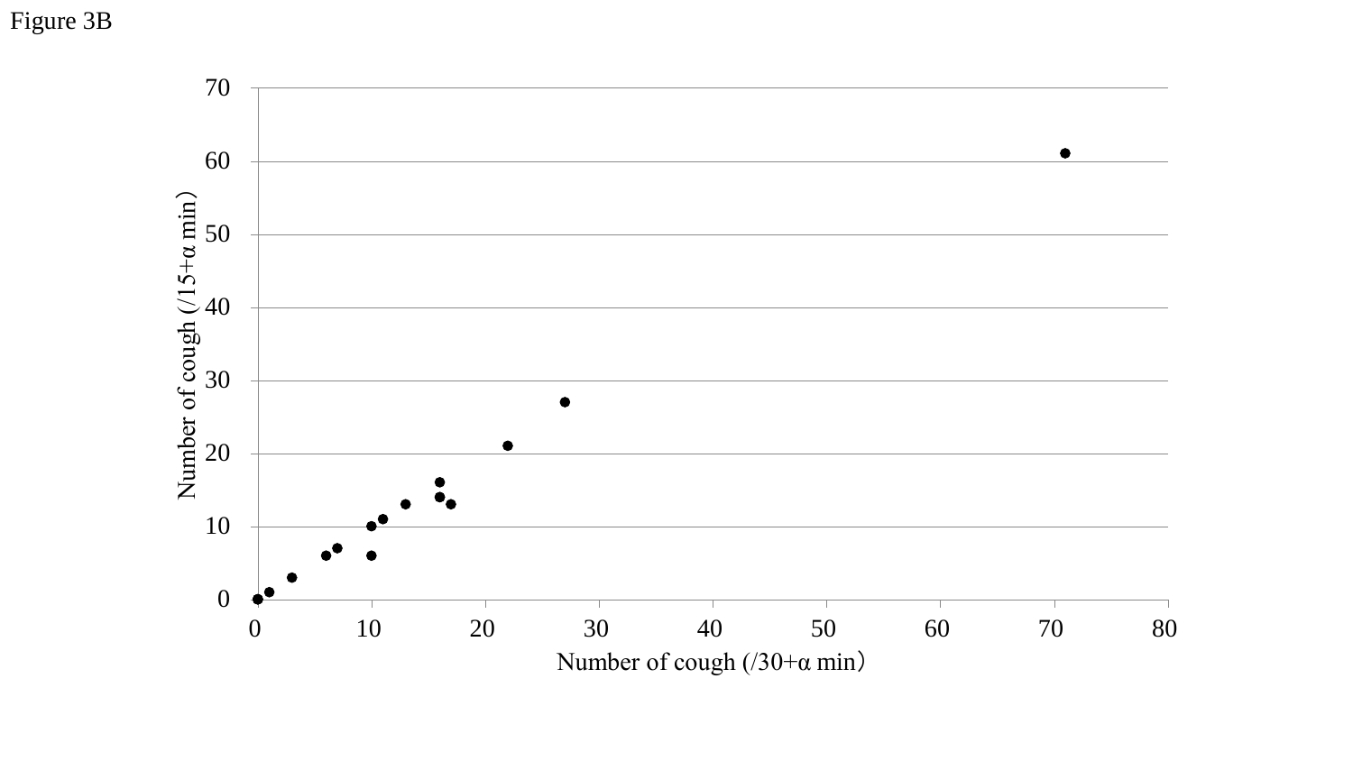Figure 3B

Number of cough (/15+α min)

Number of cough (/30+α min)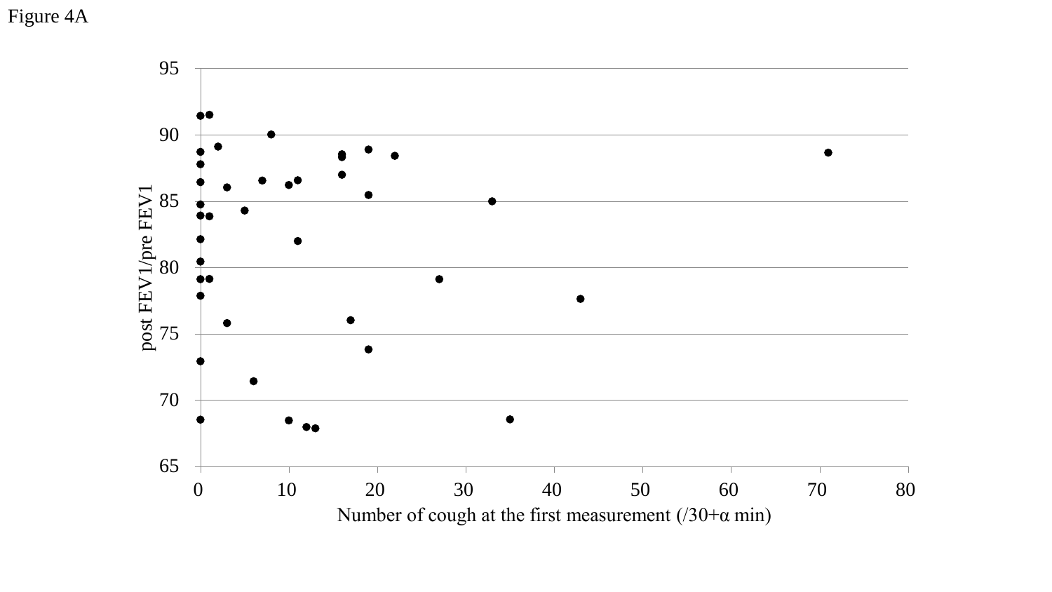Figure 4A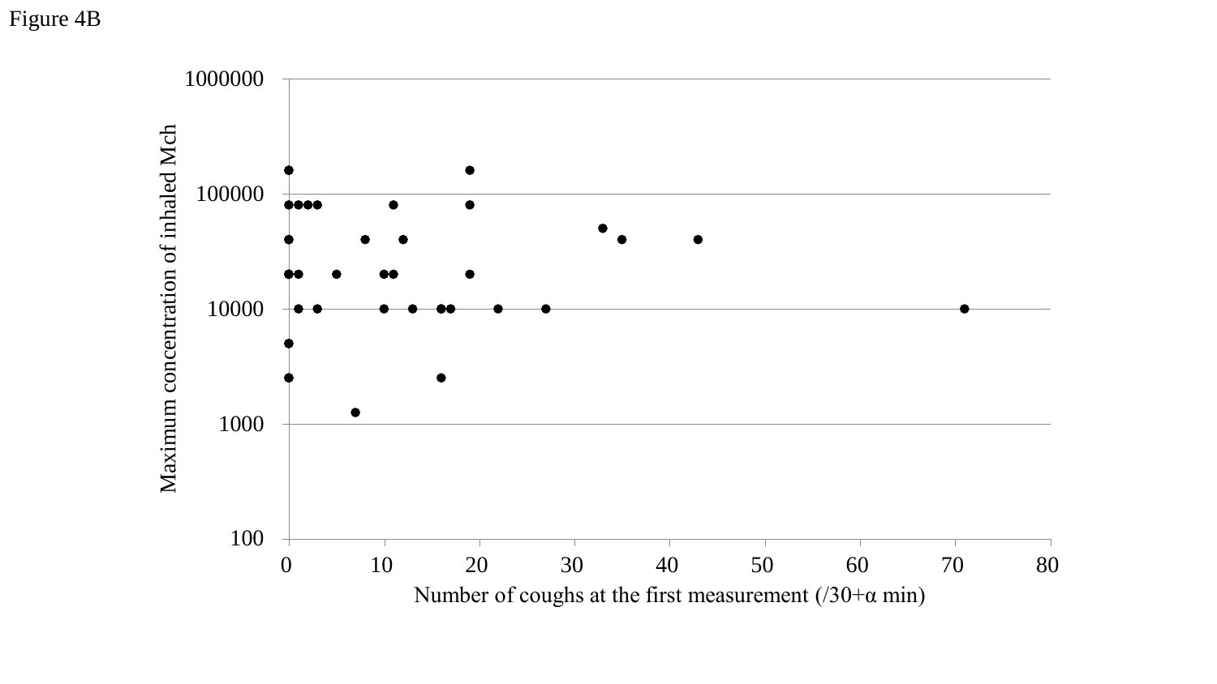Figure 4B

Maximum concentration of inhaled Mch

1000000

100000

10000

1000

100

0 10 20 30 40 50 60 70 80

Number of coughs at the first measurement (/30+α min)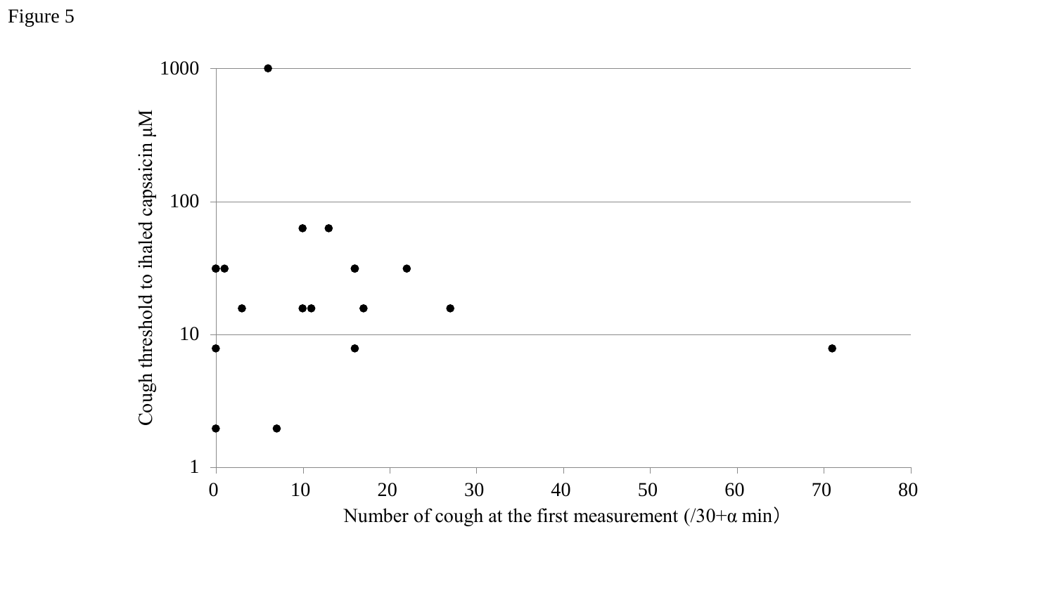Figure 5

1000
100
10
1

Cough threshold to ihaled capsaicin μM

0 10 20 30 40 50 60 70 80

Number of cough at the first measurement (/30+α min)